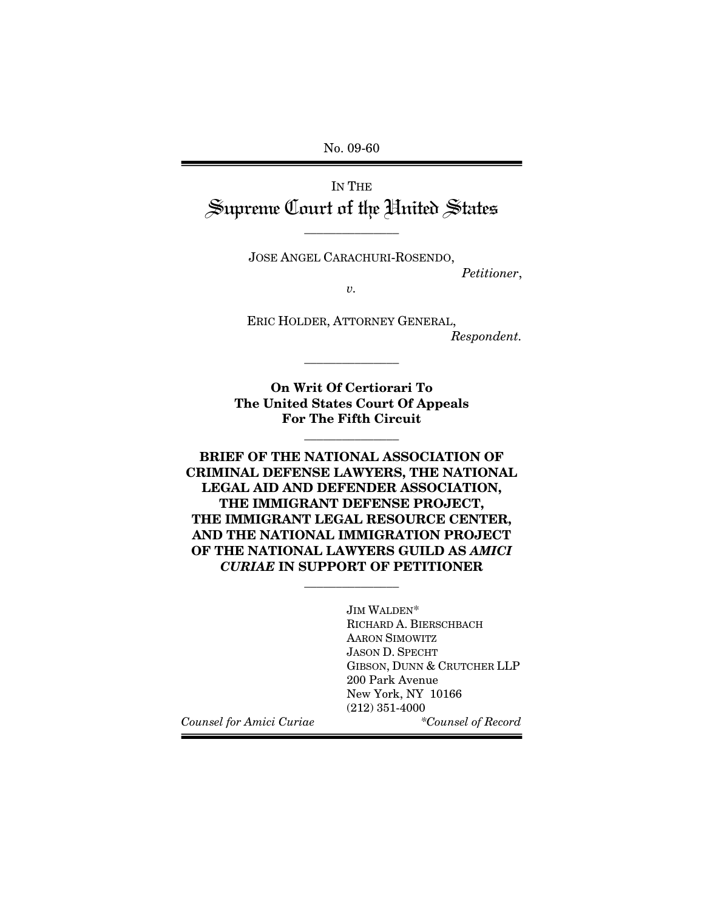No. 09-60

IN THE

# Supreme Court of the United States

---

JOSE ANGEL CARACHURI-ROSENDO,

*Petitioner*,

*v.*

ERIC HOLDER, ATTORNEY GENERAL,

*Respondent.*

---

**On Writ Of Certiorari To The United States Court Of Appeals For The Fifth Circuit**

---

**BRIEF OF THE NATIONAL ASSOCIATION OF CRIMINAL DEFENSE LAWYERS, THE NATIONAL LEGAL AID AND DEFENDER ASSOCIATION, THE IMMIGRANT DEFENSE PROJECT, THE IMMIGRANT LEGAL RESOURCE CENTER, AND THE NATIONAL IMMIGRATION PROJECT OF THE NATIONAL LAWYERS GUILD AS *AMICI CURIAE* IN SUPPORT OF PETITIONER**

---

JIM WALDEN*
RICHARD A. BIERSCHBACH
AARON SIMOWITZ
JASON D. SPECHT
GIBSON, DUNN & CRUTCHER LLP
200 Park Avenue
New York, NY 10166
(212) 351-4000

*Counsel for Amici Curiae*

*Counsel of Record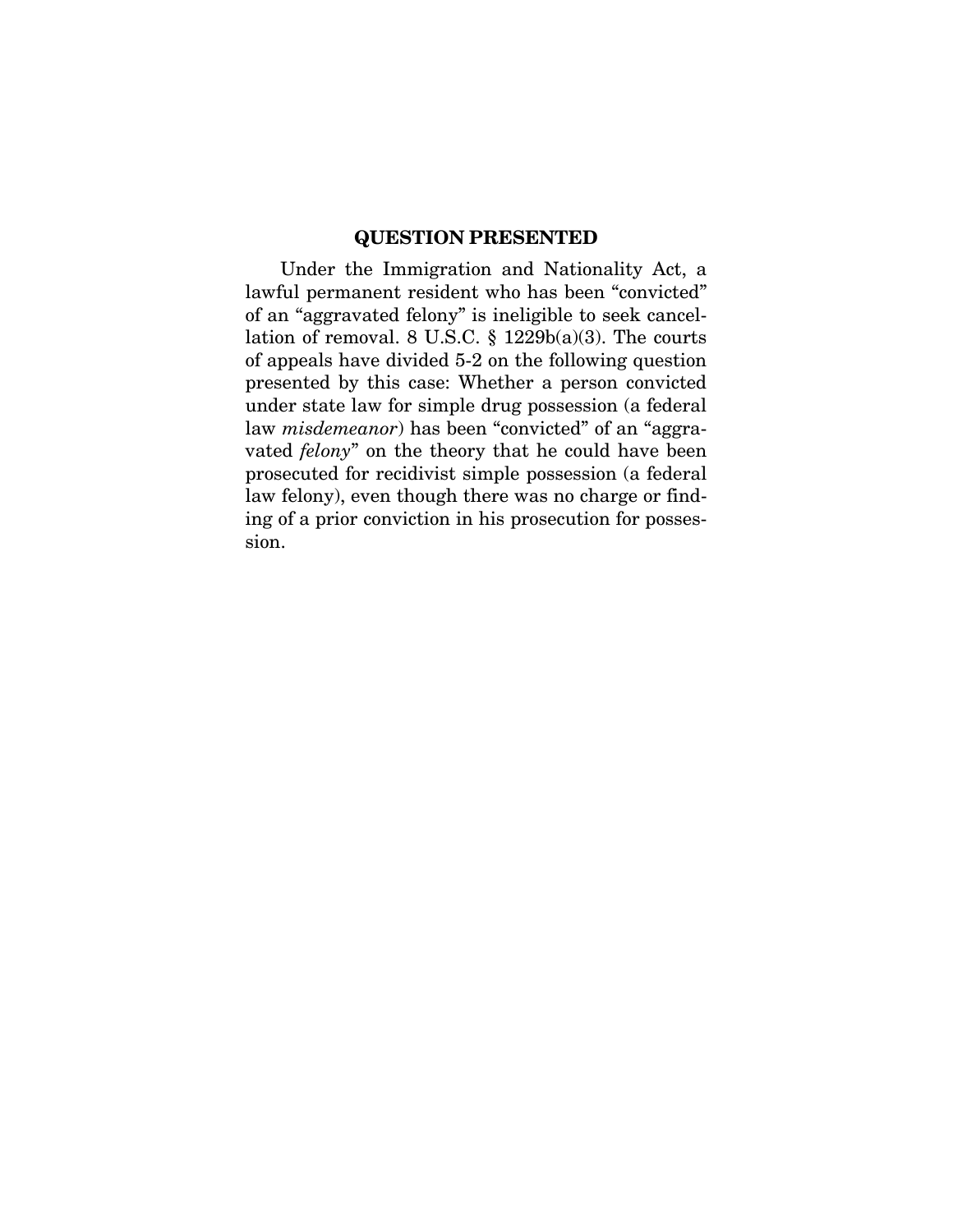## QUESTION PRESENTED

Under the Immigration and Nationality Act, a lawful permanent resident who has been "convicted" of an "aggravated felony" is ineligible to seek cancellation of removal. 8 U.S.C. § 1229b(a)(3). The courts of appeals have divided 5-2 on the following question presented by this case: Whether a person convicted under state law for simple drug possession (a federal law *misdemeanor*) has been "convicted" of an "aggravated *felony*" on the theory that he could have been prosecuted for recidivist simple possession (a federal law felony), even though there was no charge or finding of a prior conviction in his prosecution for possession.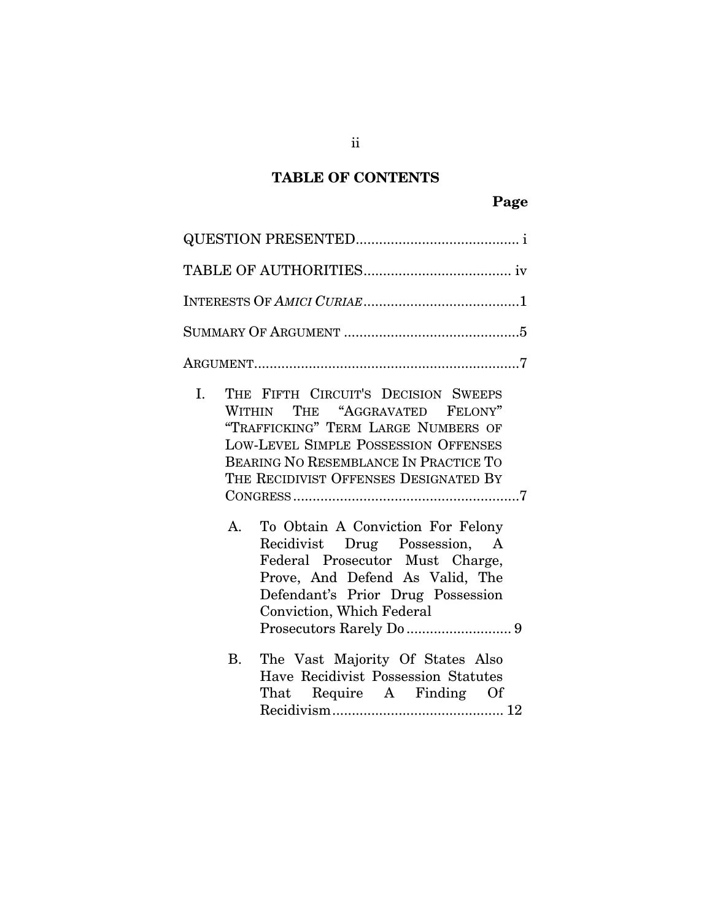## TABLE OF CONTENTS

**Page**

QUESTION PRESENTED.......................................... i

TABLE OF AUTHORITIES...................................... iv

INTERESTS OF *AMICI CURIAE*........................................1

SUMMARY OF ARGUMENT .............................................5

ARGUMENT....................................................................7

I. THE FIFTH CIRCUIT'S DECISION SWEEPS WITHIN THE "AGGRAVATED FELONY" "TRAFFICKING" TERM LARGE NUMBERS OF LOW-LEVEL SIMPLE POSSESSION OFFENSES BEARING NO RESEMBLANCE IN PRACTICE TO THE RECIDIVIST OFFENSES DESIGNATED BY CONGRESS..........................................................7

   A. To Obtain A Conviction For Felony Recidivist Drug Possession, A Federal Prosecutor Must Charge, Prove, And Defend As Valid, The Defendant's Prior Drug Possession Conviction, Which Federal Prosecutors Rarely Do........................... 9

   B. The Vast Majority Of States Also Have Recidivist Possession Statutes That Require A Finding Of Recidivism............................................ 12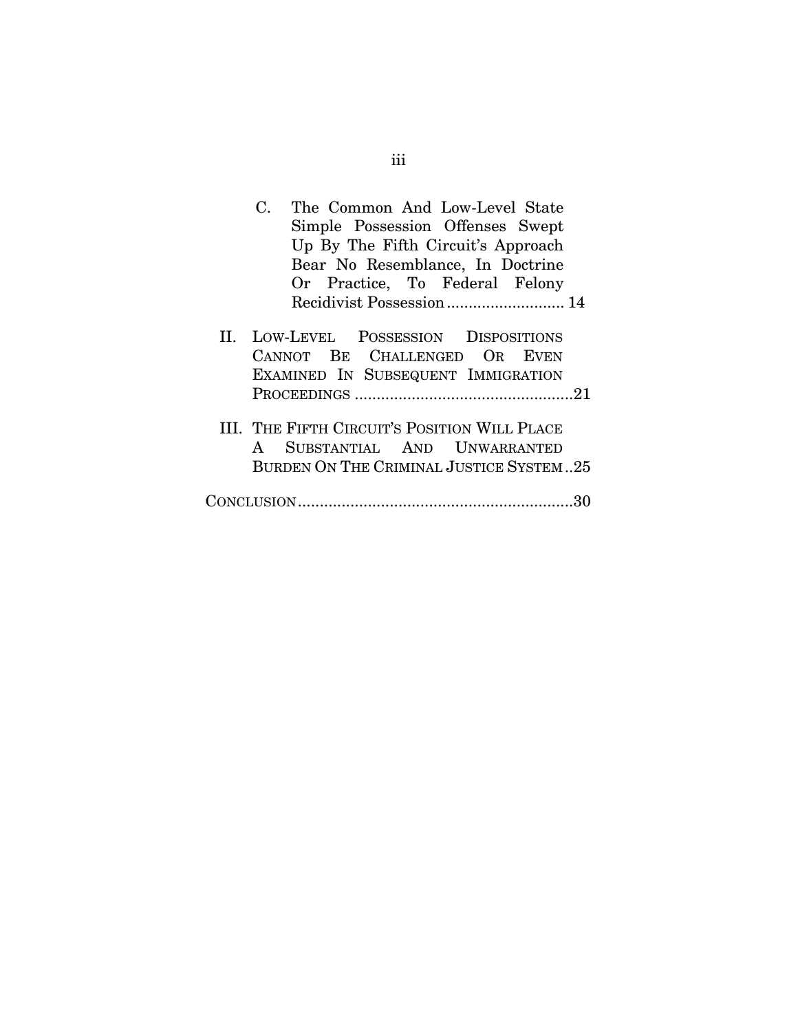C. The Common And Low-Level State Simple Possession Offenses Swept Up By The Fifth Circuit's Approach Bear No Resemblance, In Doctrine Or Practice, To Federal Felony Recidivist Possession ........................... 14

II. LOW-LEVEL POSSESSION DISPOSITIONS CANNOT BE CHALLENGED OR EVEN EXAMINED IN SUBSEQUENT IMMIGRATION PROCEEDINGS ..................................................21

III. THE FIFTH CIRCUIT'S POSITION WILL PLACE A SUBSTANTIAL AND UNWARRANTED BURDEN ON THE CRIMINAL JUSTICE SYSTEM ..25

CONCLUSION..............................................................30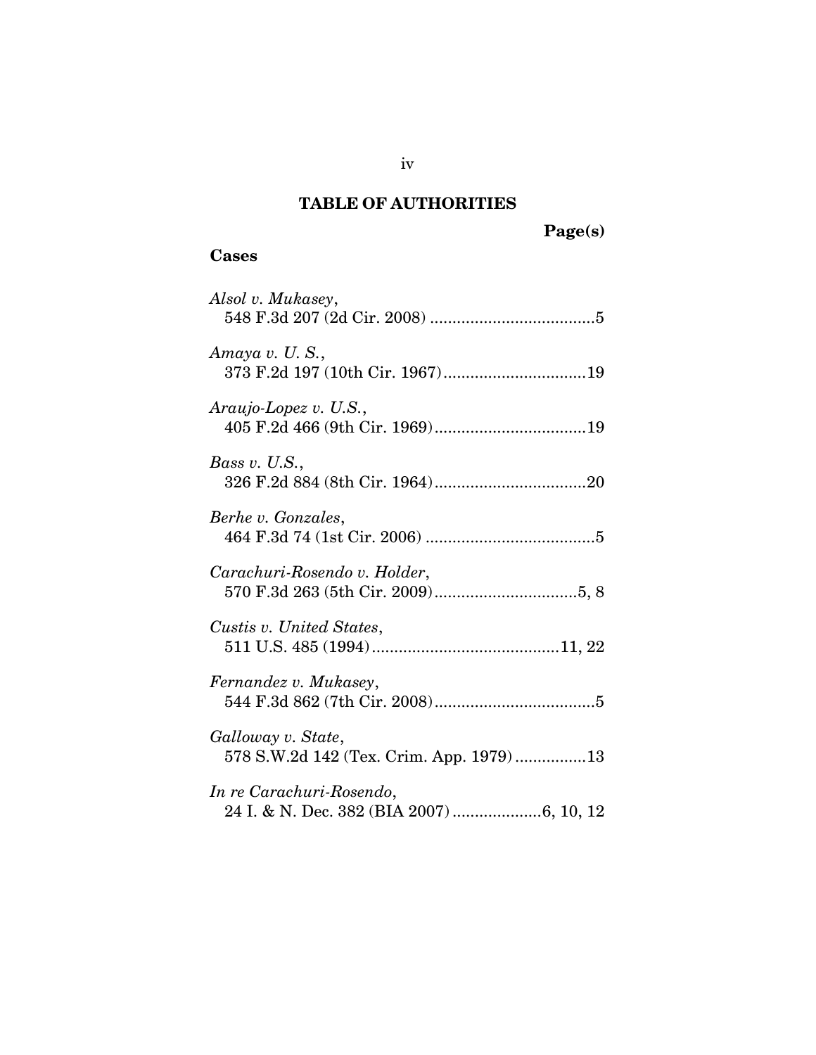## TABLE OF AUTHORITIES

**Page(s)**

### Cases

*Alsol v. Mukasey*,
548 F.3d 207 (2d Cir. 2008) ....................................5

*Amaya v. U. S.*,
373 F.2d 197 (10th Cir. 1967)................................19

*Araujo-Lopez v. U.S.*,
405 F.2d 466 (9th Cir. 1969)..................................19

*Bass v. U.S.*,
326 F.2d 884 (8th Cir. 1964)..................................20

*Berhe v. Gonzales*,
464 F.3d 74 (1st Cir. 2006) ......................................5

*Carachuri-Rosendo v. Holder*,
570 F.3d 263 (5th Cir. 2009)................................5, 8

*Custis v. United States*,
511 U.S. 485 (1994)..........................................11, 22

*Fernandez v. Mukasey*,
544 F.3d 862 (7th Cir. 2008)....................................5

*Galloway v. State*,
578 S.W.2d 142 (Tex. Crim. App. 1979) ................13

*In re Carachuri-Rosendo*,
24 I. & N. Dec. 382 (BIA 2007) ....................6, 10, 12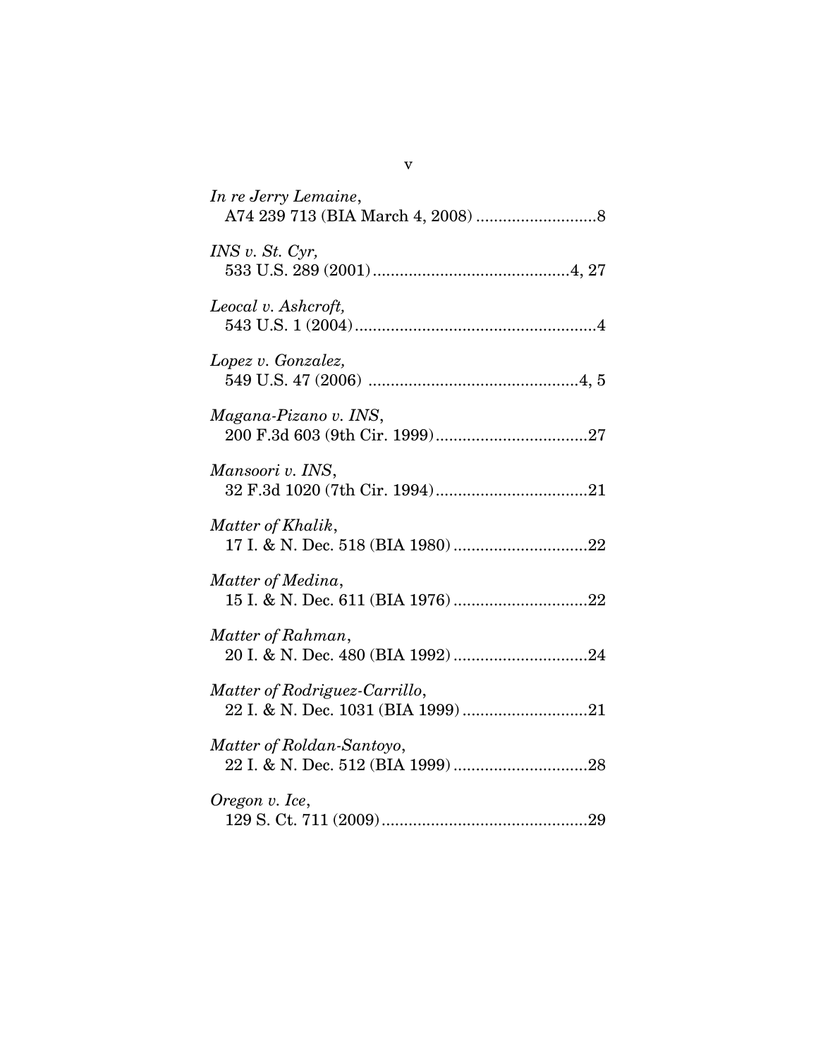*In re Jerry Lemaine*,
A74 239 713 (BIA March 4, 2008) ..........................8

*INS v. St. Cyr,*
533 U.S. 289 (2001)...........................................4, 27

*Leocal v. Ashcroft,*
543 U.S. 1 (2004).....................................................4

*Lopez v. Gonzalez,*
549 U.S. 47 (2006) ..............................................4, 5

*Magana-Pizano v. INS*,
200 F.3d 603 (9th Cir. 1999).................................27

*Mansoori v. INS*,
32 F.3d 1020 (7th Cir. 1994).................................21

*Matter of Khalik*,
17 I. & N. Dec. 518 (BIA 1980) .............................22

*Matter of Medina*,
15 I. & N. Dec. 611 (BIA 1976) .............................22

*Matter of Rahman*,
20 I. & N. Dec. 480 (BIA 1992) .............................24

*Matter of Rodriguez-Carrillo*,
22 I. & N. Dec. 1031 (BIA 1999) ...........................21

*Matter of Roldan-Santoyo*,
22 I. & N. Dec. 512 (BIA 1999) .............................28

*Oregon v. Ice*,
129 S. Ct. 711 (2009).............................................29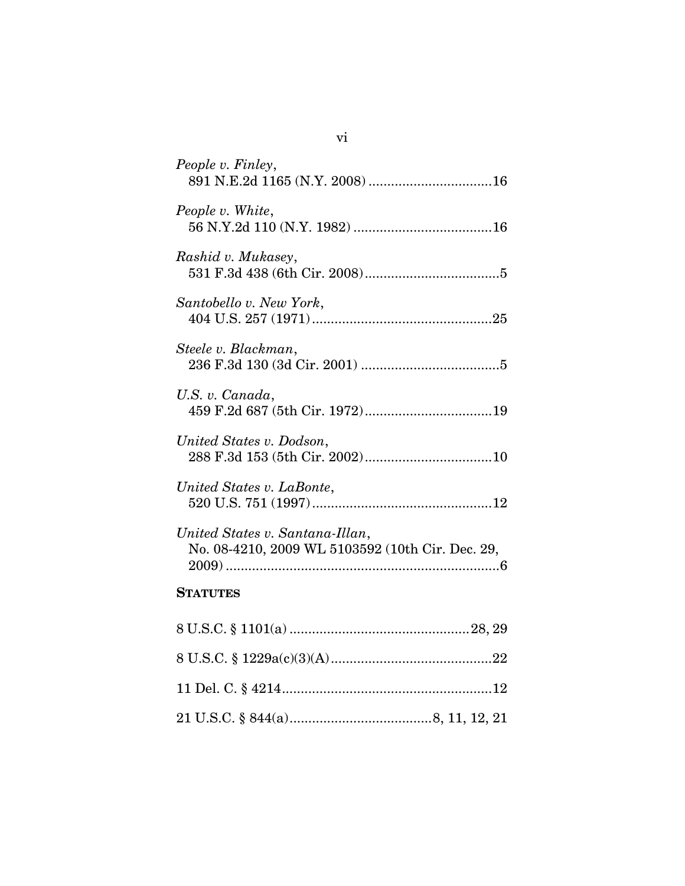*People v. Finley*,
891 N.E.2d 1165 (N.Y. 2008) ................................16

*People v. White*,
56 N.Y.2d 110 (N.Y. 1982) ....................................16

*Rashid v. Mukasey*,
531 F.3d 438 (6th Cir. 2008)...................................5

*Santobello v. New York*,
404 U.S. 257 (1971)...............................................25

*Steele v. Blackman*,
236 F.3d 130 (3d Cir. 2001) ....................................5

*U.S. v. Canada*,
459 F.2d 687 (5th Cir. 1972).................................19

*United States v. Dodson*,
288 F.3d 153 (5th Cir. 2002).................................10

*United States v. LaBonte*,
520 U.S. 751 (1997)...............................................12

*United States v. Santana-Illan*,
No. 08-4210, 2009 WL 5103592 (10th Cir. Dec. 29, 2009) ........................................................................6

**STATUTES**

8 U.S.C. § 1101(a) ...............................................28, 29

8 U.S.C. § 1229a(c)(3)(A)..........................................22

11 Del. C. § 4214.......................................................12

21 U.S.C. § 844(a).....................................8, 11, 12, 21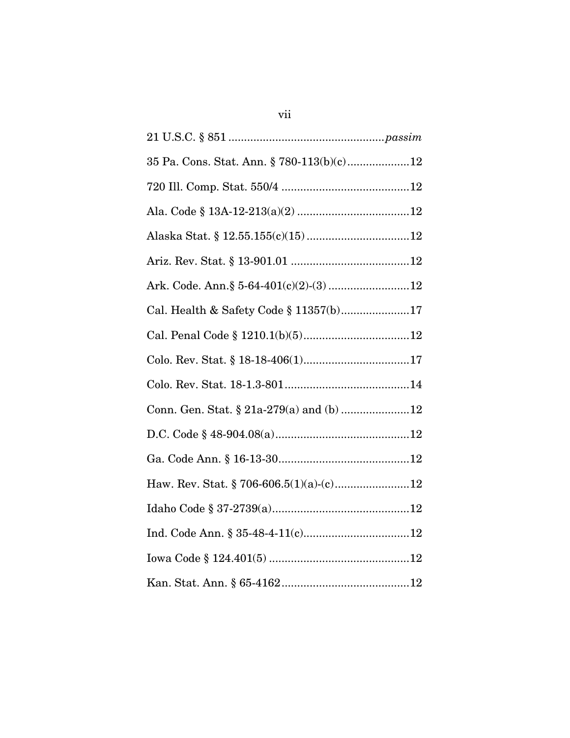21 U.S.C. § 851 ................................................. *passim*

35 Pa. Cons. Stat. Ann. § 780-113(b)(c) .................... 12

720 Ill. Comp. Stat. 550/4 ......................................... 12

Ala. Code § 13A-12-213(a)(2) .................................... 12

Alaska Stat. § 12.55.155(c)(15) ................................. 12

Ariz. Rev. Stat. § 13-901.01 ...................................... 12

Ark. Code. Ann.§ 5-64-401(c)(2)-(3) .......................... 12

Cal. Health & Safety Code § 11357(b) ...................... 17

Cal. Penal Code § 1210.1(b)(5) .................................. 12

Colo. Rev. Stat. § 18-18-406(1) .................................. 17

Colo. Rev. Stat. 18-1.3-801 ........................................ 14

Conn. Gen. Stat. § 21a-279(a) and (b) ...................... 12

D.C. Code § 48-904.08(a) ........................................... 12

Ga. Code Ann. § 16-13-30 .......................................... 12

Haw. Rev. Stat. § 706-606.5(1)(a)-(c) ........................ 12

Idaho Code § 37-2739(a) ............................................ 12

Ind. Code Ann. § 35-48-4-11(c) .................................. 12

Iowa Code § 124.401(5) ............................................. 12

Kan. Stat. Ann. § 65-4162 ......................................... 12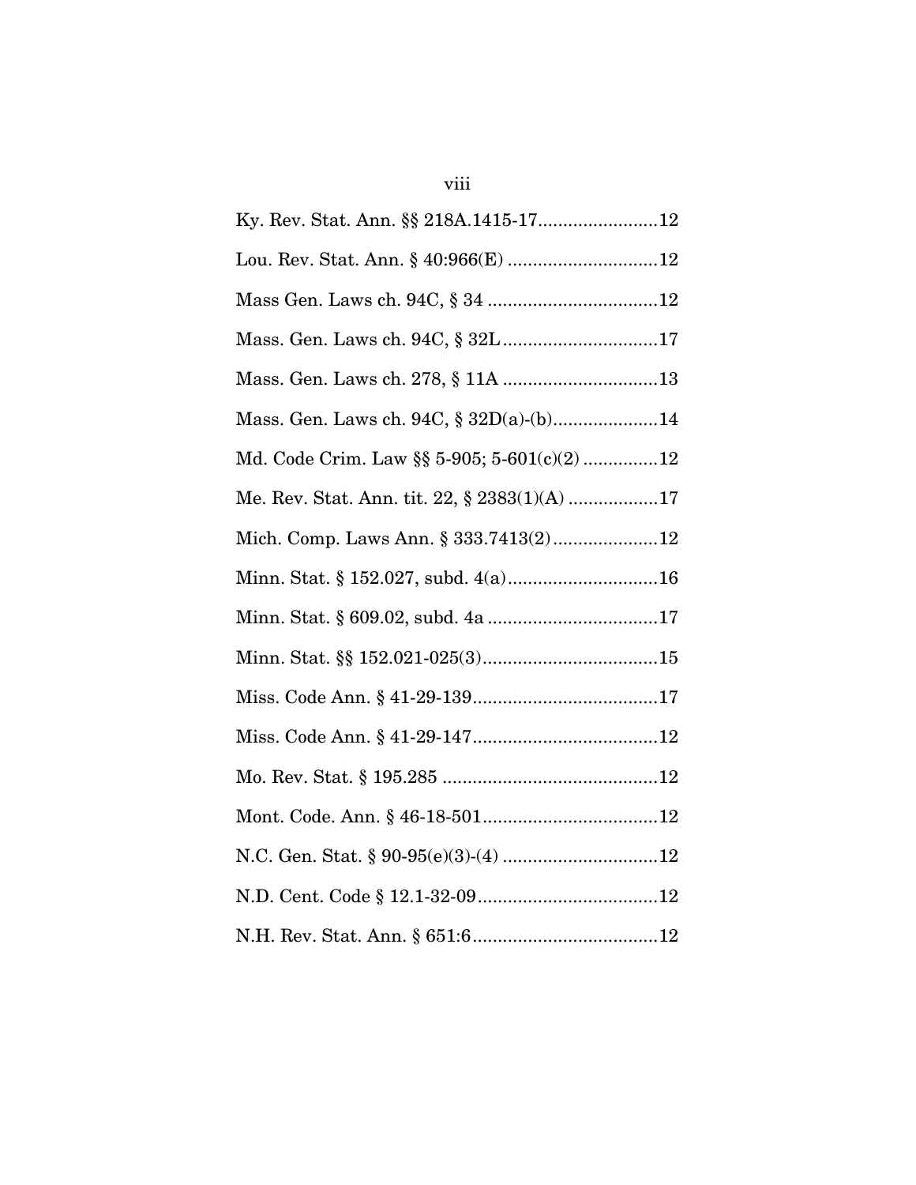Ky. Rev. Stat. Ann. §§ 218A.1415-17........................12

Lou. Rev. Stat. Ann. § 40:966(E) ..............................12

Mass Gen. Laws ch. 94C, § 34 ..................................12

Mass. Gen. Laws ch. 94C, § 32L...............................17

Mass. Gen. Laws ch. 278, § 11A ...............................13

Mass. Gen. Laws ch. 94C, § 32D(a)-(b).....................14

Md. Code Crim. Law §§ 5-905; 5-601(c)(2) ...............12

Me. Rev. Stat. Ann. tit. 22, § 2383(1)(A) ..................17

Mich. Comp. Laws Ann. § 333.7413(2).....................12

Minn. Stat. § 152.027, subd. 4(a)..............................16

Minn. Stat. § 609.02, subd. 4a ..................................17

Minn. Stat. §§ 152.021-025(3)...................................15

Miss. Code Ann. § 41-29-139.....................................17

Miss. Code Ann. § 41-29-147.....................................12

Mo. Rev. Stat. § 195.285 ...........................................12

Mont. Code. Ann. § 46-18-501...................................12

N.C. Gen. Stat. § 90-95(e)(3)-(4) ...............................12

N.D. Cent. Code § 12.1-32-09....................................12

N.H. Rev. Stat. Ann. § 651:6.....................................12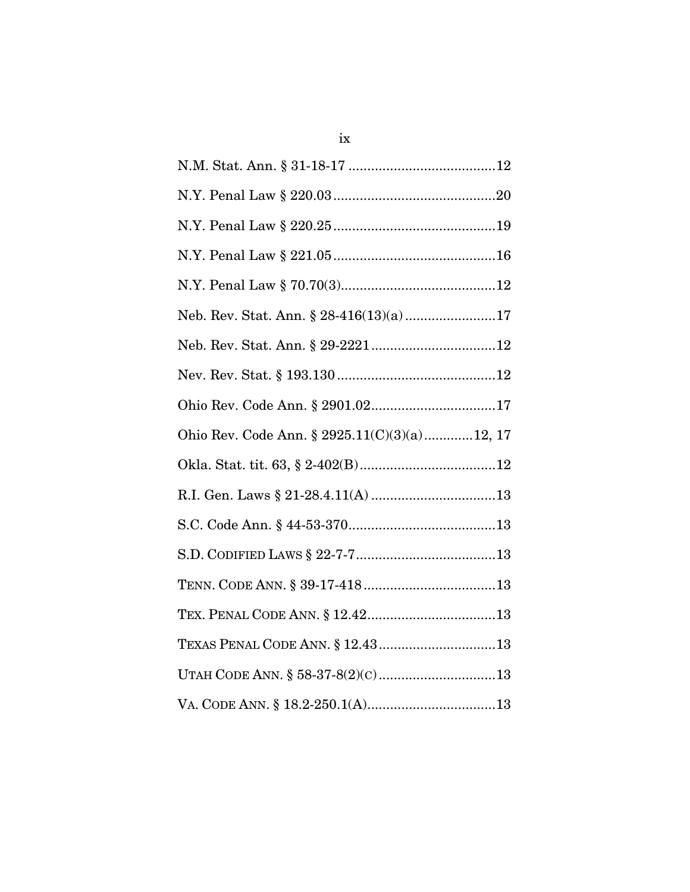N.M. Stat. Ann. § 31-18-17 ........................................12

N.Y. Penal Law § 220.03 ............................................20

N.Y. Penal Law § 220.25 ............................................19

N.Y. Penal Law § 221.05 ............................................16

N.Y. Penal Law § 70.70(3) ..........................................12

Neb. Rev. Stat. Ann. § 28-416(13)(a) ........................17

Neb. Rev. Stat. Ann. § 29-2221 ..................................12

Nev. Rev. Stat. § 193.130 ...........................................12

Ohio Rev. Code Ann. § 2901.02 ..................................17

Ohio Rev. Code Ann. § 2925.11(C)(3)(a) .............12, 17

Okla. Stat. tit. 63, § 2-402(B) .....................................12

R.I. Gen. Laws § 21-28.4.11(A) ..................................13

S.C. Code Ann. § 44-53-370 ........................................13

S.D. Codified Laws § 22-7-7 ......................................13

Tenn. Code Ann. § 39-17-418 ....................................13

Tex. Penal Code Ann. § 12.42 ...................................13

Texas Penal Code Ann. § 12.43 ................................13

Utah Code Ann. § 58-37-8(2)(c) ................................13

Va. Code Ann. § 18.2-250.1(A) ..................................13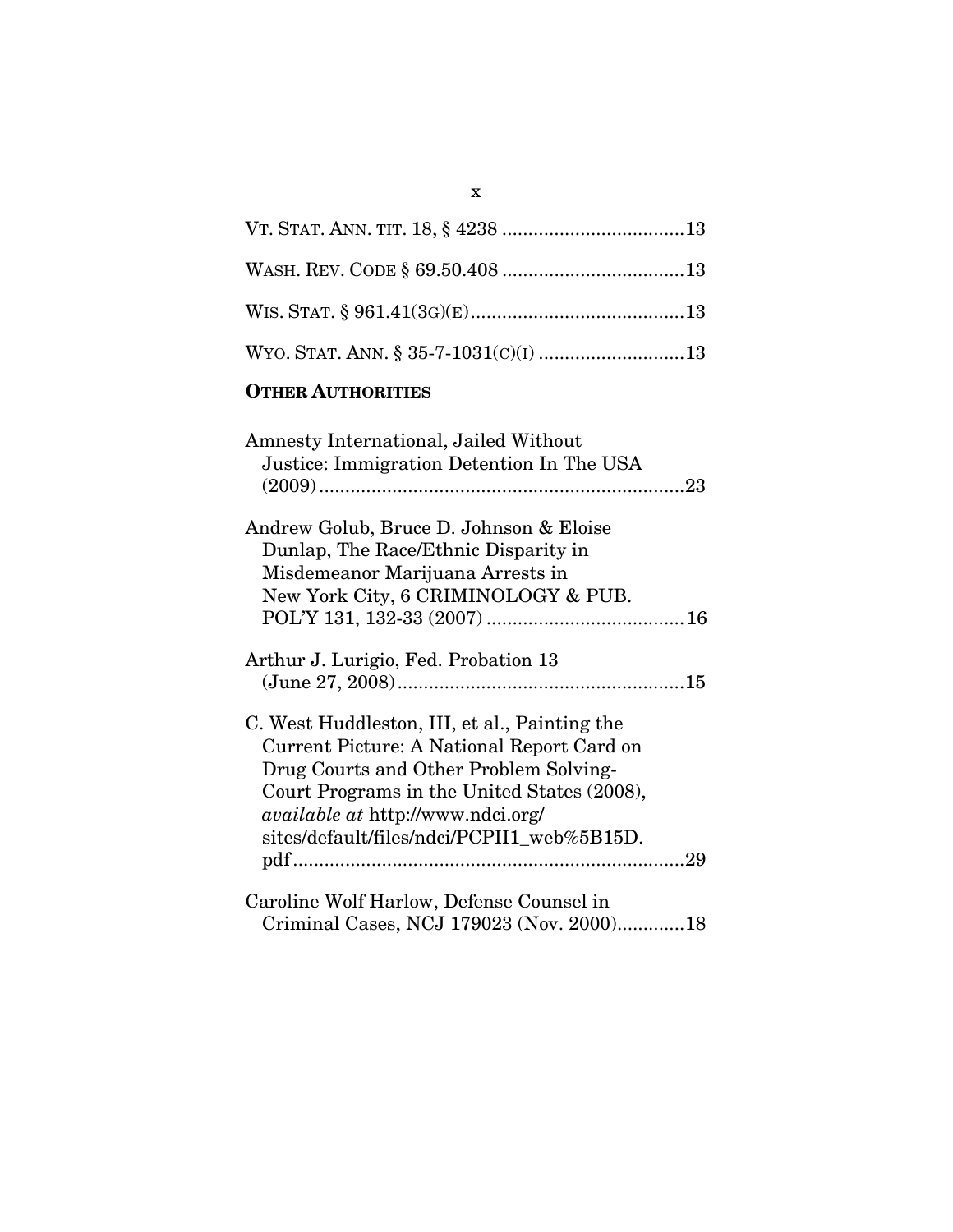VT. STAT. ANN. TIT. 18, § 4238 ....................................13

WASH. REV. CODE § 69.50.408 ....................................13

WIS. STAT. § 961.41(3G)(E)..........................................13

WYO. STAT. ANN. § 35-7-1031(C)(I) ............................13

**OTHER AUTHORITIES**

Amnesty International, Jailed Without Justice: Immigration Detention In The USA (2009).......................................................................23

Andrew Golub, Bruce D. Johnson & Eloise Dunlap, The Race/Ethnic Disparity in Misdemeanor Marijuana Arrests in New York City, 6 CRIMINOLOGY & PUB. POL'Y 131, 132-33 (2007) ...................................... 16

Arthur J. Lurigio, Fed. Probation 13 (June 27, 2008).......................................................15

C. West Huddleston, III, et al., Painting the Current Picture: A National Report Card on Drug Courts and Other Problem Solving-Court Programs in the United States (2008), *available at* http://www.ndci.org/sites/default/files/ndci/PCPII1_web%5B15D.pdf...........................................................................29

Caroline Wolf Harlow, Defense Counsel in Criminal Cases, NCJ 179023 (Nov. 2000).............18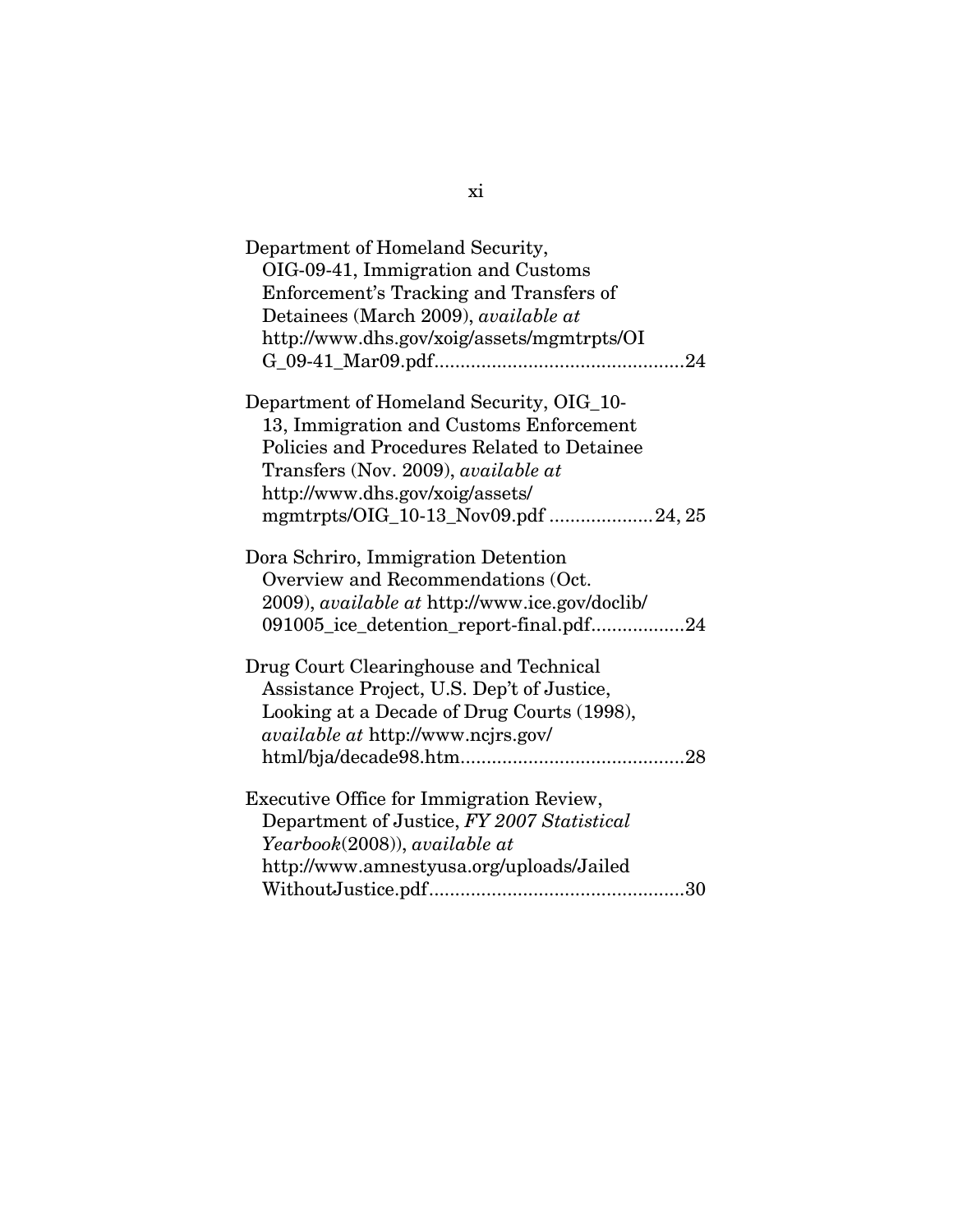Department of Homeland Security, OIG-09-41, Immigration and Customs Enforcement's Tracking and Transfers of Detainees (March 2009), *available at* http://www.dhs.gov/xoig/assets/mgmtrpts/OIG_09-41_Mar09.pdf................................................24

Department of Homeland Security, OIG_10-13, Immigration and Customs Enforcement Policies and Procedures Related to Detainee Transfers (Nov. 2009), *available at* http://www.dhs.gov/xoig/assets/mgmtrpts/OIG_10-13_Nov09.pdf ....................24, 25

Dora Schriro, Immigration Detention Overview and Recommendations (Oct. 2009), *available at* http://www.ice.gov/doclib/091005_ice_detention_report-final.pdf..................24

Drug Court Clearinghouse and Technical Assistance Project, U.S. Dep't of Justice, Looking at a Decade of Drug Courts (1998), *available at* http://www.ncjrs.gov/html/bja/decade98.htm..........................................28

Executive Office for Immigration Review, Department of Justice, *FY 2007 Statistical Yearbook*(2008)), *available at* http://www.amnestyusa.org/uploads/JailedWithoutJustice.pdf................................................30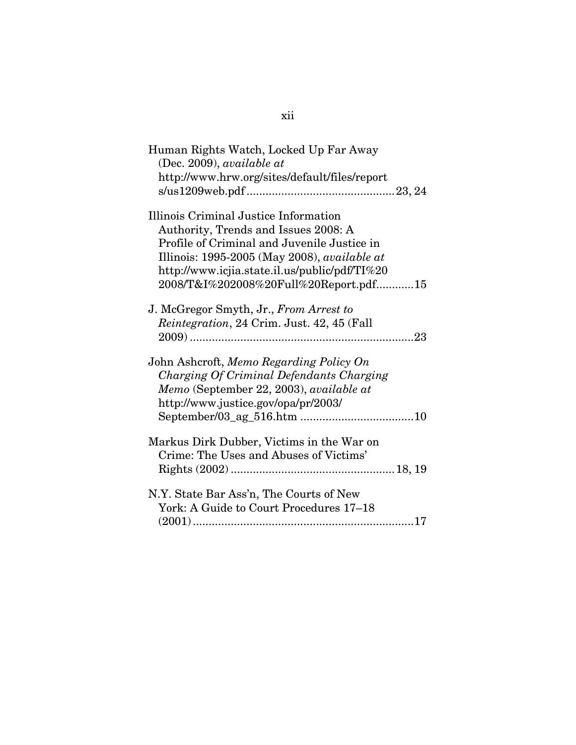Human Rights Watch, Locked Up Far Away (Dec. 2009), *available at* http://www.hrw.org/sites/default/files/reports/us1209web.pdf ............................................ 23, 24

Illinois Criminal Justice Information Authority, Trends and Issues 2008: A Profile of Criminal and Juvenile Justice in Illinois: 1995-2005 (May 2008), *available at* http://www.icjia.state.il.us/public/pdf/TI%202008/T&I%202008%20Full%20Report.pdf............15

J. McGregor Smyth, Jr., *From Arrest to Reintegration*, 24 Crim. Just. 42, 45 (Fall 2009) .......................................................................23

John Ashcroft, *Memo Regarding Policy On Charging Of Criminal Defendants Charging Memo* (September 22, 2003), *available at* http://www.justice.gov/opa/pr/2003/September/03_ag_516.htm ...................................10

Markus Dirk Dubber, Victims in the War on Crime: The Uses and Abuses of Victims' Rights (2002) ................................................... 18, 19

N.Y. State Bar Ass'n, The Courts of New York: A Guide to Court Procedures 17–18 (2001) .....................................................................17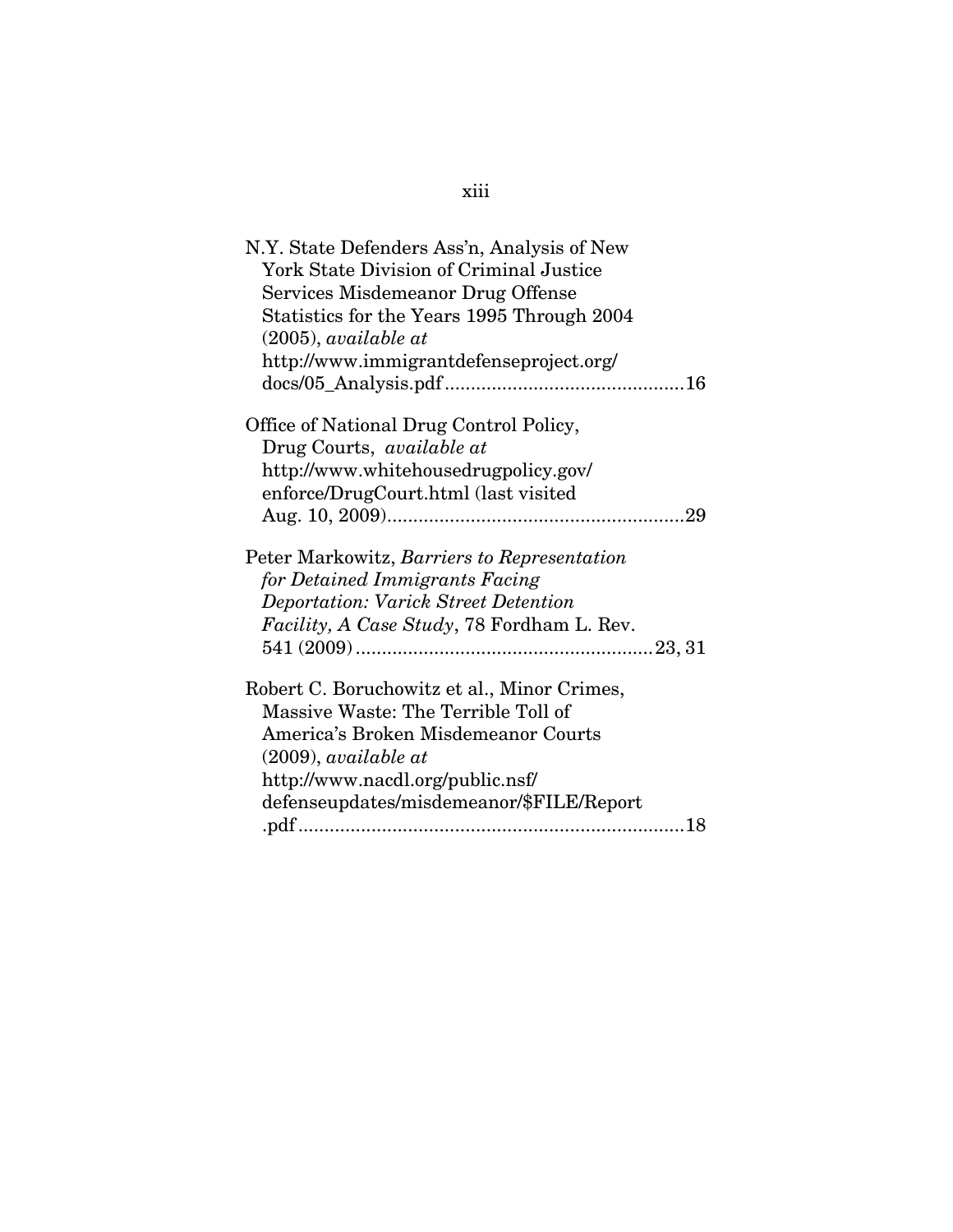N.Y. State Defenders Ass'n, Analysis of New York State Division of Criminal Justice Services Misdemeanor Drug Offense Statistics for the Years 1995 Through 2004 (2005), *available at* http://www.immigrantdefenseproject.org/docs/05_Analysis.pdf ............................................16

Office of National Drug Control Policy, Drug Courts, *available at* http://www.whitehousedrugpolicy.gov/enforce/DrugCourt.html (last visited Aug. 10, 2009)........................................................29

Peter Markowitz, *Barriers to Representation for Detained Immigrants Facing Deportation: Varick Street Detention Facility, A Case Study*, 78 Fordham L. Rev. 541 (2009) ........................................................23, 31

Robert C. Boruchowitz et al., Minor Crimes, Massive Waste: The Terrible Toll of America's Broken Misdemeanor Courts (2009), *available at* http://www.nacdl.org/public.nsf/defenseupdates/misdemeanor/$FILE/Report.pdf .........................................................................18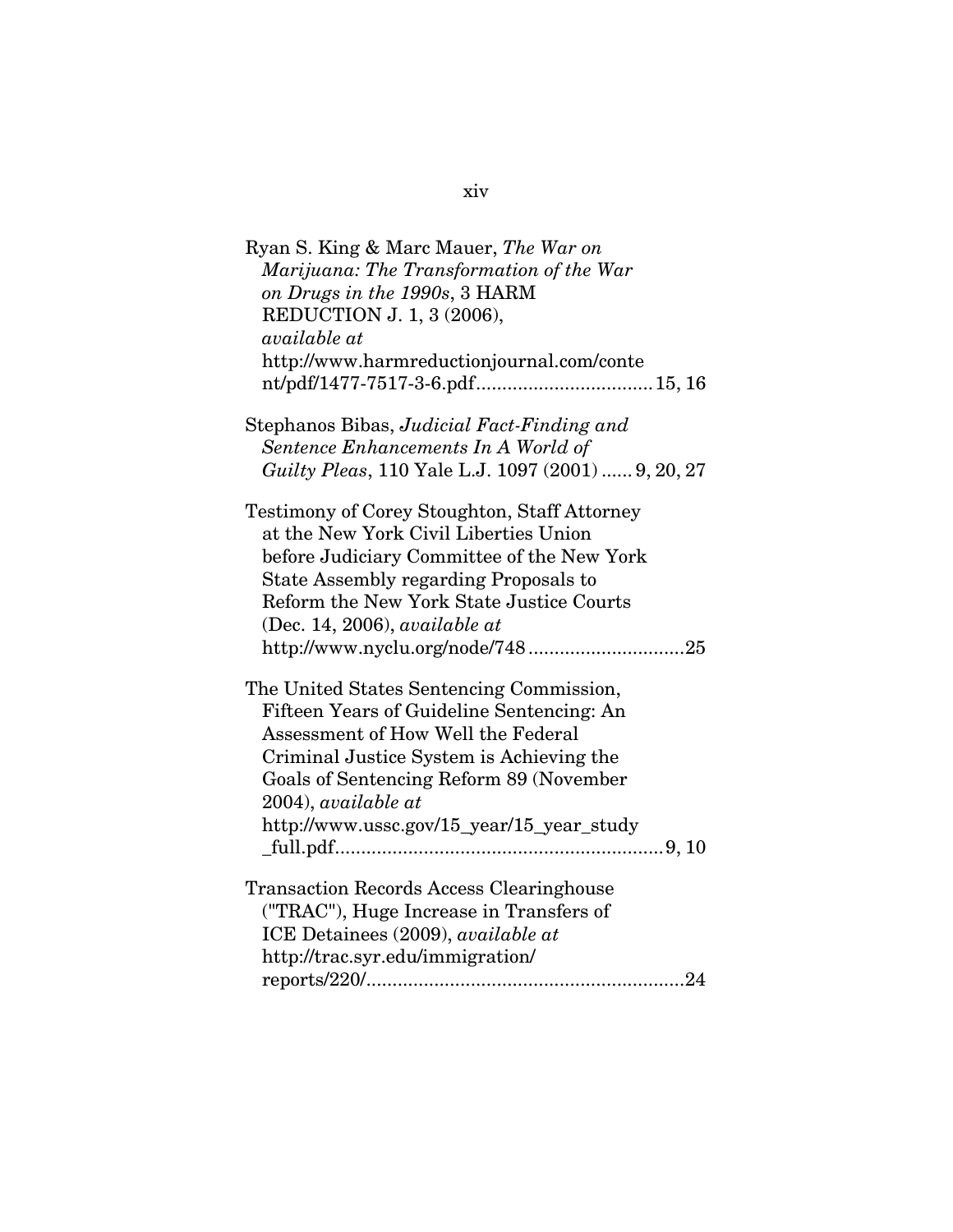Ryan S. King & Marc Mauer, *The War on Marijuana: The Transformation of the War on Drugs in the 1990s*, 3 HARM REDUCTION J. 1, 3 (2006), *available at* http://www.harmreductionjournal.com/content/pdf/1477-7517-3-6.pdf.................................15, 16

Stephanos Bibas, *Judicial Fact-Finding and Sentence Enhancements In A World of Guilty Pleas*, 110 Yale L.J. 1097 (2001) ...... 9, 20, 27

Testimony of Corey Stoughton, Staff Attorney at the New York Civil Liberties Union before Judiciary Committee of the New York State Assembly regarding Proposals to Reform the New York State Justice Courts (Dec. 14, 2006), *available at* http://www.nyclu.org/node/748 .............................25

The United States Sentencing Commission, Fifteen Years of Guideline Sentencing: An Assessment of How Well the Federal Criminal Justice System is Achieving the Goals of Sentencing Reform 89 (November 2004), *available at* http://www.ussc.gov/15_year/15_year_study_full.pdf..............................................................9, 10

Transaction Records Access Clearinghouse ("TRAC"), Huge Increase in Transfers of ICE Detainees (2009), *available at* http://trac.syr.edu/immigration/reports/220/............................................................24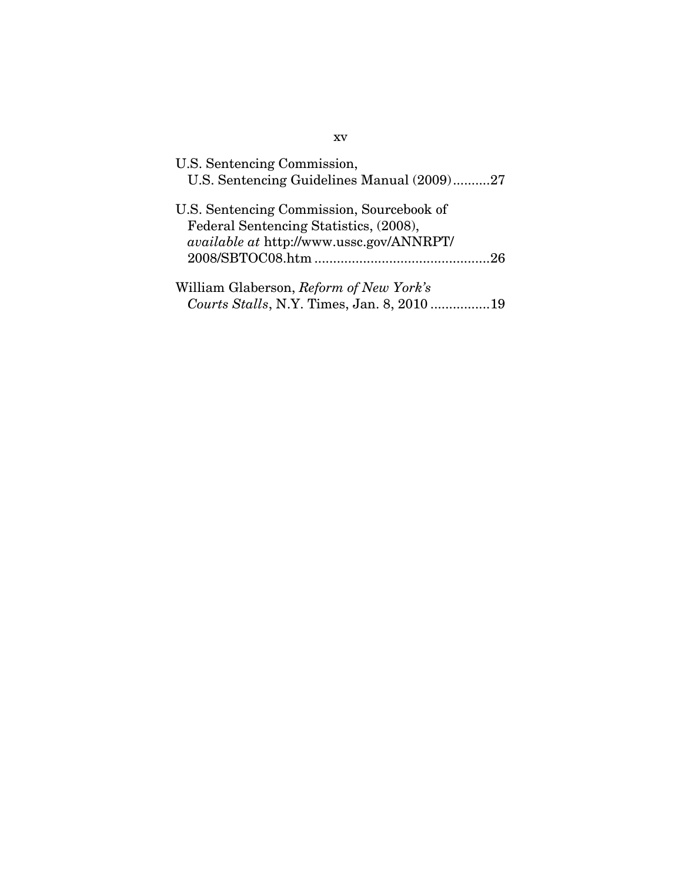U.S. Sentencing Commission,
U.S. Sentencing Guidelines Manual (2009)..........27

U.S. Sentencing Commission, Sourcebook of Federal Sentencing Statistics, (2008), *available at* http://www.ussc.gov/ANNRPT/2008/SBTOC08.htm ...............................................26

William Glaberson, *Reform of New York's Courts Stalls*, N.Y. Times, Jan. 8, 2010 ................19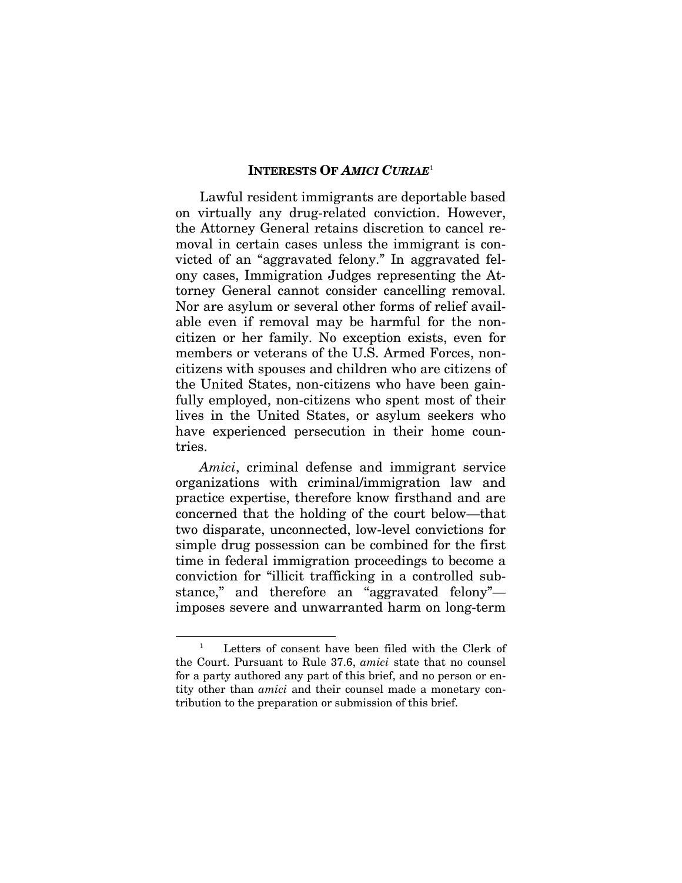## INTERESTS OF *AMICI CURIAE*[1]

Lawful resident immigrants are deportable based on virtually any drug-related conviction. However, the Attorney General retains discretion to cancel removal in certain cases unless the immigrant is convicted of an "aggravated felony." In aggravated felony cases, Immigration Judges representing the Attorney General cannot consider cancelling removal. Nor are asylum or several other forms of relief available even if removal may be harmful for the non-citizen or her family. No exception exists, even for members or veterans of the U.S. Armed Forces, non-citizens with spouses and children who are citizens of the United States, non-citizens who have been gainfully employed, non-citizens who spent most of their lives in the United States, or asylum seekers who have experienced persecution in their home countries.

*Amici*, criminal defense and immigrant service organizations with criminal/immigration law and practice expertise, therefore know firsthand and are concerned that the holding of the court below—that two disparate, unconnected, low-level convictions for simple drug possession can be combined for the first time in federal immigration proceedings to become a conviction for "illicit trafficking in a controlled substance," and therefore an "aggravated felony"—imposes severe and unwarranted harm on long-term

---

[1] Letters of consent have been filed with the Clerk of the Court. Pursuant to Rule 37.6, *amici* state that no counsel for a party authored any part of this brief, and no person or entity other than *amici* and their counsel made a monetary contribution to the preparation or submission of this brief.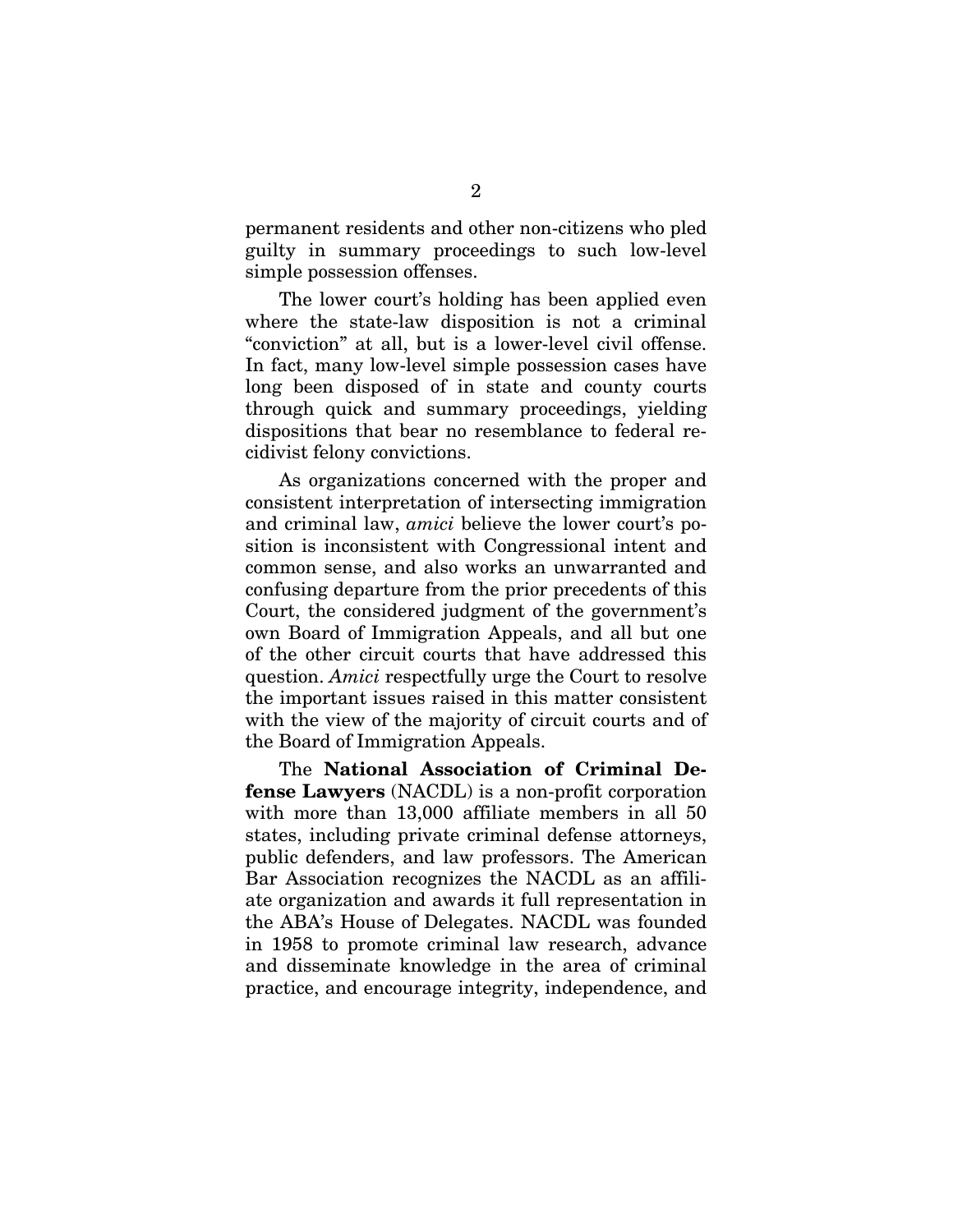permanent residents and other non-citizens who pled guilty in summary proceedings to such low-level simple possession offenses.

The lower court's holding has been applied even where the state-law disposition is not a criminal "conviction" at all, but is a lower-level civil offense. In fact, many low-level simple possession cases have long been disposed of in state and county courts through quick and summary proceedings, yielding dispositions that bear no resemblance to federal recidivist felony convictions.

As organizations concerned with the proper and consistent interpretation of intersecting immigration and criminal law, *amici* believe the lower court's position is inconsistent with Congressional intent and common sense, and also works an unwarranted and confusing departure from the prior precedents of this Court, the considered judgment of the government's own Board of Immigration Appeals, and all but one of the other circuit courts that have addressed this question. *Amici* respectfully urge the Court to resolve the important issues raised in this matter consistent with the view of the majority of circuit courts and of the Board of Immigration Appeals.

The **National Association of Criminal Defense Lawyers** (NACDL) is a non-profit corporation with more than 13,000 affiliate members in all 50 states, including private criminal defense attorneys, public defenders, and law professors. The American Bar Association recognizes the NACDL as an affiliate organization and awards it full representation in the ABA's House of Delegates. NACDL was founded in 1958 to promote criminal law research, advance and disseminate knowledge in the area of criminal practice, and encourage integrity, independence, and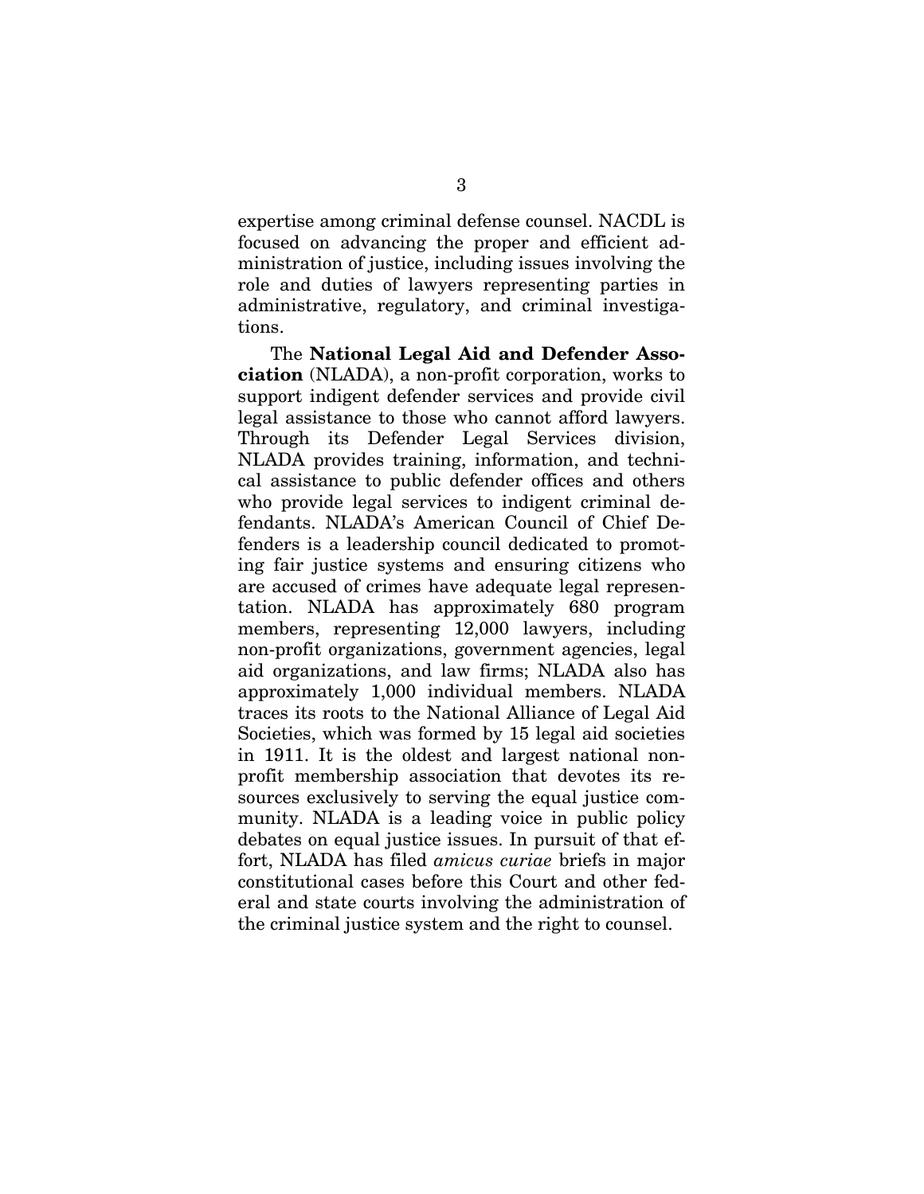expertise among criminal defense counsel. NACDL is focused on advancing the proper and efficient administration of justice, including issues involving the role and duties of lawyers representing parties in administrative, regulatory, and criminal investigations.

The **National Legal Aid and Defender Association** (NLADA), a non-profit corporation, works to support indigent defender services and provide civil legal assistance to those who cannot afford lawyers. Through its Defender Legal Services division, NLADA provides training, information, and technical assistance to public defender offices and others who provide legal services to indigent criminal defendants. NLADA's American Council of Chief Defenders is a leadership council dedicated to promoting fair justice systems and ensuring citizens who are accused of crimes have adequate legal representation. NLADA has approximately 680 program members, representing 12,000 lawyers, including non-profit organizations, government agencies, legal aid organizations, and law firms; NLADA also has approximately 1,000 individual members. NLADA traces its roots to the National Alliance of Legal Aid Societies, which was formed by 15 legal aid societies in 1911. It is the oldest and largest national non-profit membership association that devotes its resources exclusively to serving the equal justice community. NLADA is a leading voice in public policy debates on equal justice issues. In pursuit of that effort, NLADA has filed *amicus curiae* briefs in major constitutional cases before this Court and other federal and state courts involving the administration of the criminal justice system and the right to counsel.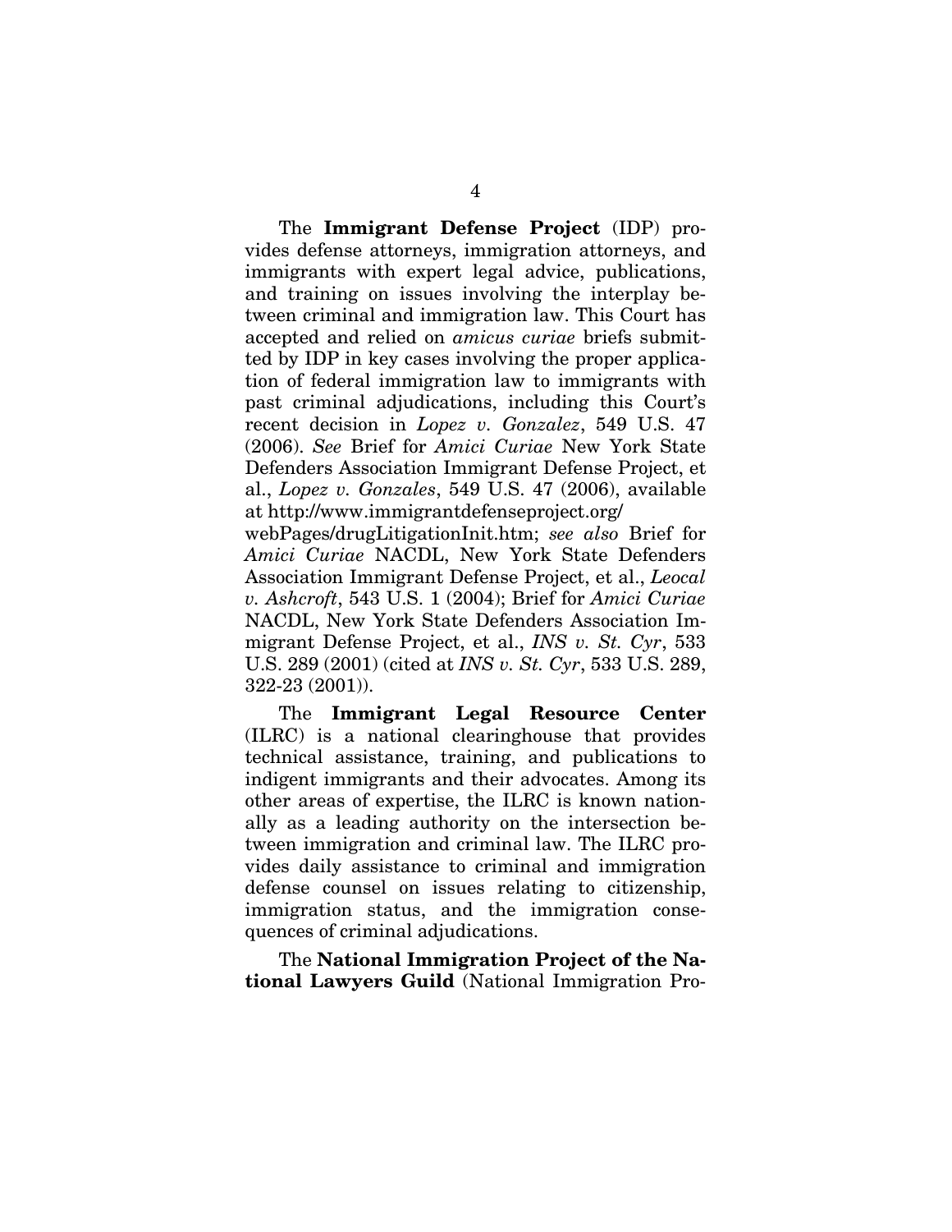The **Immigrant Defense Project** (IDP) provides defense attorneys, immigration attorneys, and immigrants with expert legal advice, publications, and training on issues involving the interplay between criminal and immigration law. This Court has accepted and relied on *amicus curiae* briefs submitted by IDP in key cases involving the proper application of federal immigration law to immigrants with past criminal adjudications, including this Court's recent decision in *Lopez v. Gonzalez*, 549 U.S. 47 (2006). *See* Brief for *Amici Curiae* New York State Defenders Association Immigrant Defense Project, et al., *Lopez v. Gonzales*, 549 U.S. 47 (2006), available at http://www.immigrantdefenseproject.org/webPages/drugLitigationInit.htm; *see also* Brief for *Amici Curiae* NACDL, New York State Defenders Association Immigrant Defense Project, et al., *Leocal v. Ashcroft*, 543 U.S. 1 (2004); Brief for *Amici Curiae* NACDL, New York State Defenders Association Immigrant Defense Project, et al., *INS v. St. Cyr*, 533 U.S. 289 (2001) (cited at *INS v. St. Cyr*, 533 U.S. 289, 322-23 (2001)).

The **Immigrant Legal Resource Center** (ILRC) is a national clearinghouse that provides technical assistance, training, and publications to indigent immigrants and their advocates. Among its other areas of expertise, the ILRC is known nationally as a leading authority on the intersection between immigration and criminal law. The ILRC provides daily assistance to criminal and immigration defense counsel on issues relating to citizenship, immigration status, and the immigration consequences of criminal adjudications.

The **National Immigration Project of the National Lawyers Guild** (National Immigration Pro-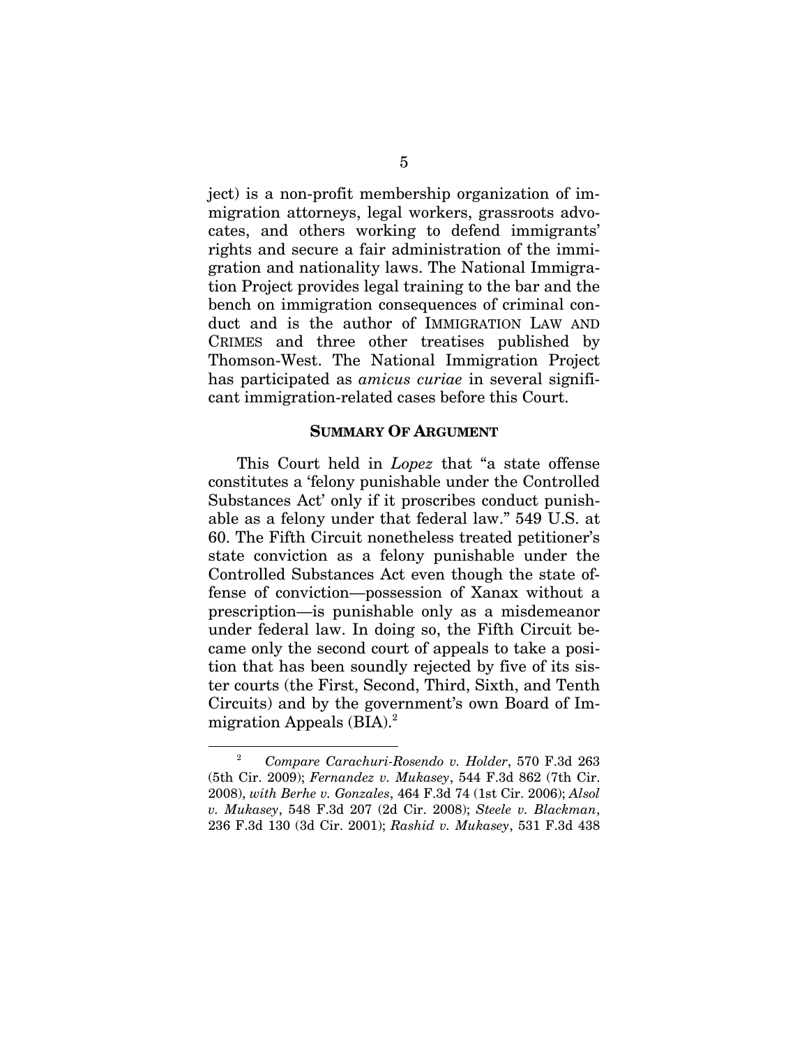ject) is a non-profit membership organization of immigration attorneys, legal workers, grassroots advocates, and others working to defend immigrants' rights and secure a fair administration of the immigration and nationality laws. The National Immigration Project provides legal training to the bar and the bench on immigration consequences of criminal conduct and is the author of IMMIGRATION LAW AND CRIMES and three other treatises published by Thomson-West. The National Immigration Project has participated as *amicus curiae* in several significant immigration-related cases before this Court.

## SUMMARY OF ARGUMENT

This Court held in *Lopez* that "a state offense constitutes a 'felony punishable under the Controlled Substances Act' only if it proscribes conduct punishable as a felony under that federal law." 549 U.S. at 60. The Fifth Circuit nonetheless treated petitioner's state conviction as a felony punishable under the Controlled Substances Act even though the state offense of conviction—possession of Xanax without a prescription—is punishable only as a misdemeanor under federal law. In doing so, the Fifth Circuit became only the second court of appeals to take a position that has been soundly rejected by five of its sister courts (the First, Second, Third, Sixth, and Tenth Circuits) and by the government's own Board of Immigration Appeals (BIA).[2]

---

[2] *Compare Carachuri-Rosendo v. Holder*, 570 F.3d 263 (5th Cir. 2009); *Fernandez v. Mukasey*, 544 F.3d 862 (7th Cir. 2008), *with Berhe v. Gonzales*, 464 F.3d 74 (1st Cir. 2006); *Alsol v. Mukasey*, 548 F.3d 207 (2d Cir. 2008); *Steele v. Blackman*, 236 F.3d 130 (3d Cir. 2001); *Rashid v. Mukasey*, 531 F.3d 438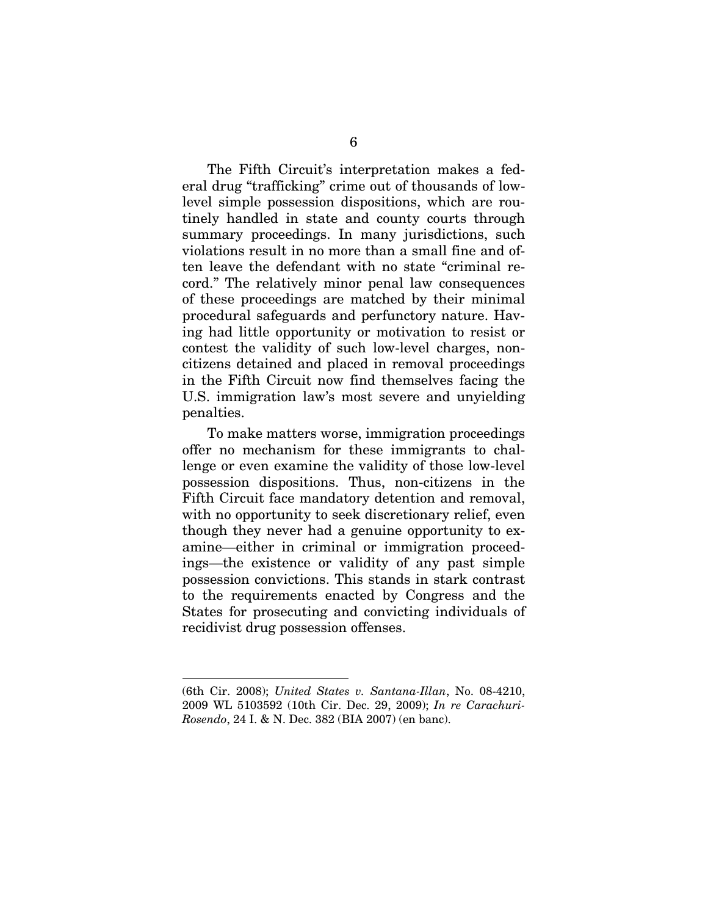The Fifth Circuit's interpretation makes a federal drug "trafficking" crime out of thousands of low-level simple possession dispositions, which are routinely handled in state and county courts through summary proceedings. In many jurisdictions, such violations result in no more than a small fine and often leave the defendant with no state "criminal record." The relatively minor penal law consequences of these proceedings are matched by their minimal procedural safeguards and perfunctory nature. Having had little opportunity or motivation to resist or contest the validity of such low-level charges, non-citizens detained and placed in removal proceedings in the Fifth Circuit now find themselves facing the U.S. immigration law's most severe and unyielding penalties.

To make matters worse, immigration proceedings offer no mechanism for these immigrants to challenge or even examine the validity of those low-level possession dispositions. Thus, non-citizens in the Fifth Circuit face mandatory detention and removal, with no opportunity to seek discretionary relief, even though they never had a genuine opportunity to examine—either in criminal or immigration proceedings—the existence or validity of any past simple possession convictions. This stands in stark contrast to the requirements enacted by Congress and the States for prosecuting and convicting individuals of recidivist drug possession offenses.

---

(6th Cir. 2008); *United States v. Santana-Illan*, No. 08-4210, 2009 WL 5103592 (10th Cir. Dec. 29, 2009); *In re Carachuri-Rosendo*, 24 I. & N. Dec. 382 (BIA 2007) (en banc).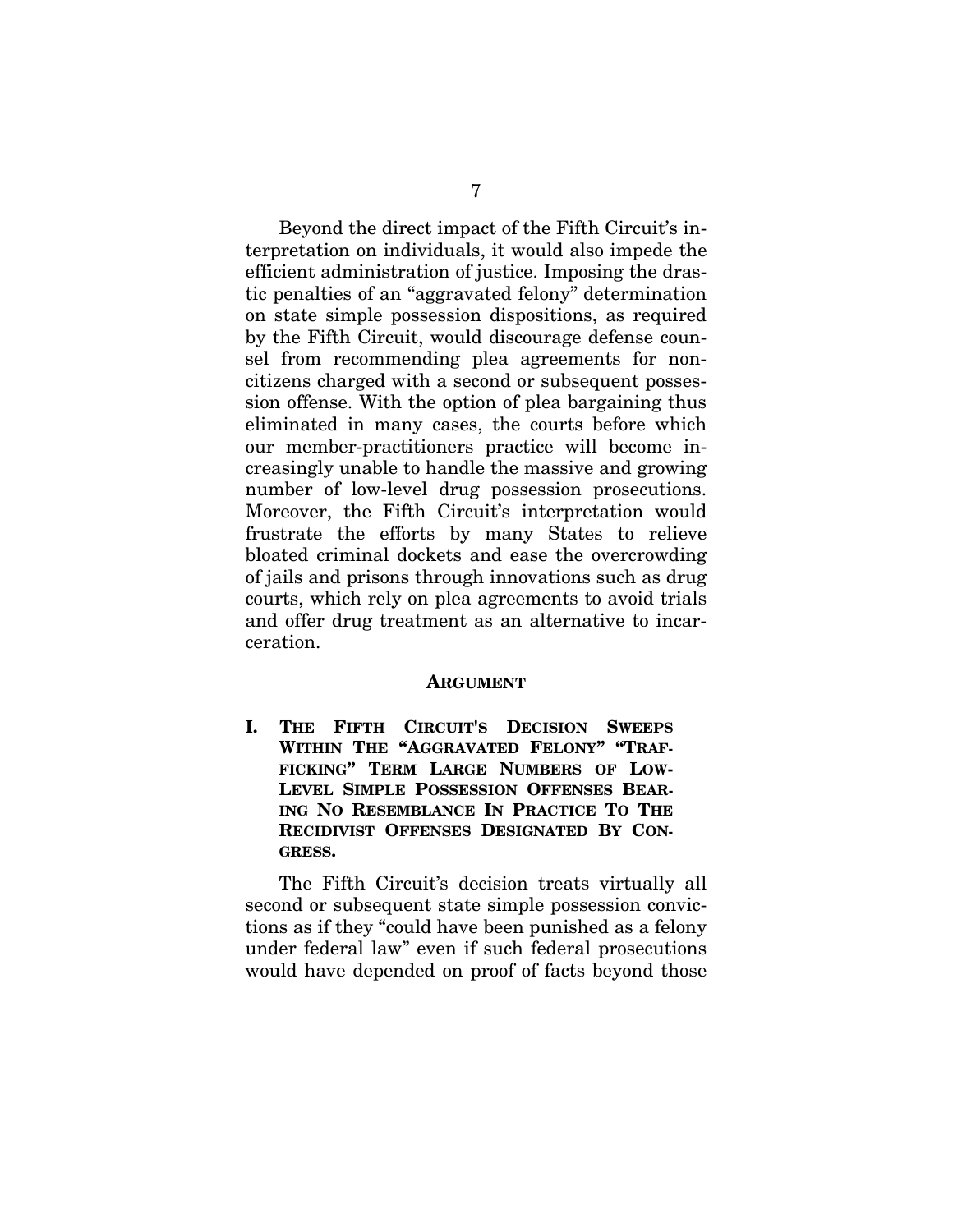Beyond the direct impact of the Fifth Circuit's interpretation on individuals, it would also impede the efficient administration of justice. Imposing the drastic penalties of an "aggravated felony" determination on state simple possession dispositions, as required by the Fifth Circuit, would discourage defense counsel from recommending plea agreements for noncitizens charged with a second or subsequent possession offense. With the option of plea bargaining thus eliminated in many cases, the courts before which our member-practitioners practice will become increasingly unable to handle the massive and growing number of low-level drug possession prosecutions. Moreover, the Fifth Circuit's interpretation would frustrate the efforts by many States to relieve bloated criminal dockets and ease the overcrowding of jails and prisons through innovations such as drug courts, which rely on plea agreements to avoid trials and offer drug treatment as an alternative to incarceration.

## ARGUMENT

### I. THE FIFTH CIRCUIT'S DECISION SWEEPS WITHIN THE "AGGRAVATED FELONY" "TRAFFICKING" TERM LARGE NUMBERS OF LOW-LEVEL SIMPLE POSSESSION OFFENSES BEARING NO RESEMBLANCE IN PRACTICE TO THE RECIDIVIST OFFENSES DESIGNATED BY CONGRESS.

The Fifth Circuit's decision treats virtually all second or subsequent state simple possession convictions as if they "could have been punished as a felony under federal law" even if such federal prosecutions would have depended on proof of facts beyond those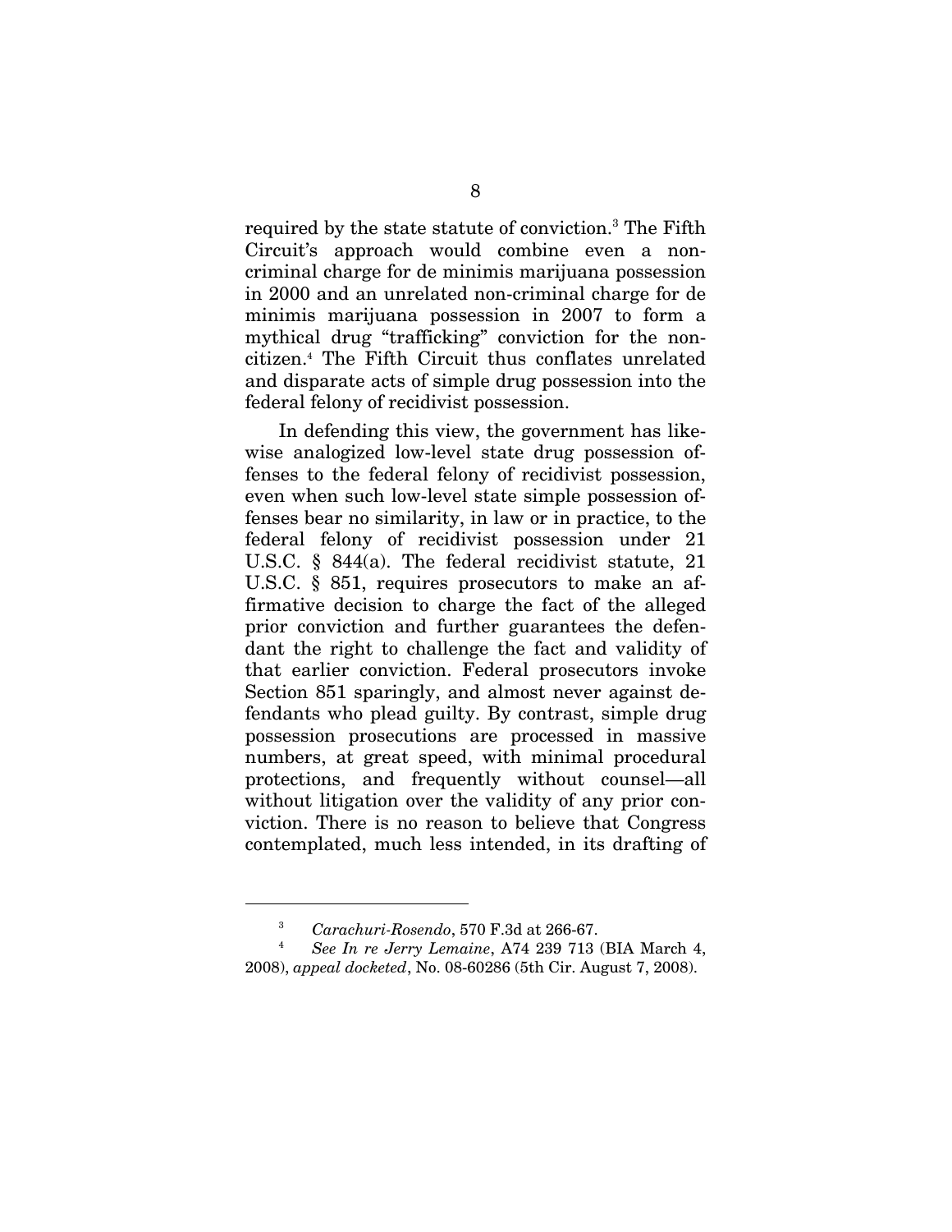required by the state statute of conviction.[3] The Fifth Circuit's approach would combine even a non-criminal charge for de minimis marijuana possession in 2000 and an unrelated non-criminal charge for de minimis marijuana possession in 2007 to form a mythical drug "trafficking" conviction for the non-citizen.[4] The Fifth Circuit thus conflates unrelated and disparate acts of simple drug possession into the federal felony of recidivist possession.

In defending this view, the government has likewise analogized low-level state drug possession offenses to the federal felony of recidivist possession, even when such low-level state simple possession offenses bear no similarity, in law or in practice, to the federal felony of recidivist possession under 21 U.S.C. § 844(a). The federal recidivist statute, 21 U.S.C. § 851, requires prosecutors to make an affirmative decision to charge the fact of the alleged prior conviction and further guarantees the defendant the right to challenge the fact and validity of that earlier conviction. Federal prosecutors invoke Section 851 sparingly, and almost never against defendants who plead guilty. By contrast, simple drug possession prosecutions are processed in massive numbers, at great speed, with minimal procedural protections, and frequently without counsel—all without litigation over the validity of any prior conviction. There is no reason to believe that Congress contemplated, much less intended, in its drafting of

---

[3] *Carachuri-Rosendo*, 570 F.3d at 266-67.

[4] *See In re Jerry Lemaine*, A74 239 713 (BIA March 4, 2008), *appeal docketed*, No. 08-60286 (5th Cir. August 7, 2008).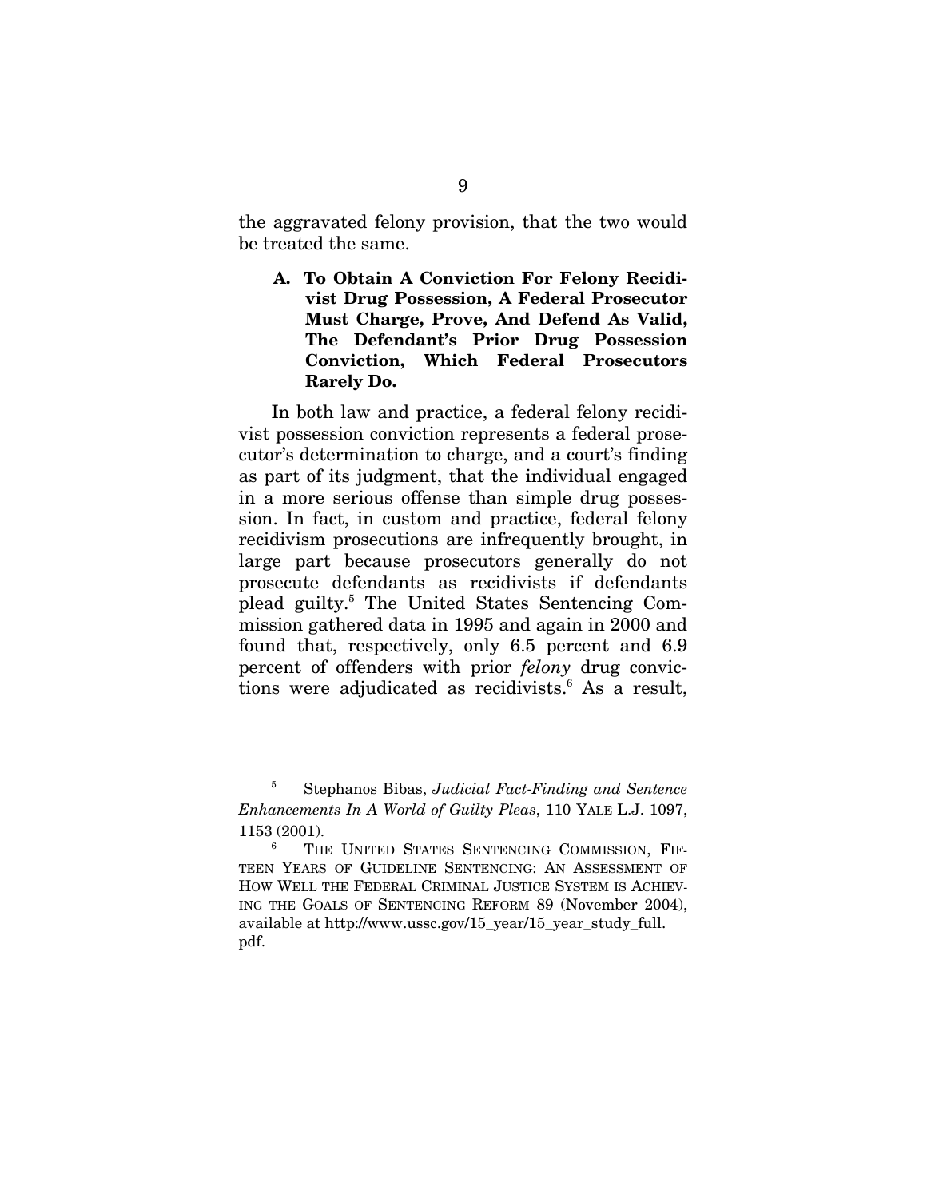the aggravated felony provision, that the two would be treated the same.

### A. To Obtain A Conviction For Felony Recidivist Drug Possession, A Federal Prosecutor Must Charge, Prove, And Defend As Valid, The Defendant's Prior Drug Possession Conviction, Which Federal Prosecutors Rarely Do.

In both law and practice, a federal felony recidivist possession conviction represents a federal prosecutor's determination to charge, and a court's finding as part of its judgment, that the individual engaged in a more serious offense than simple drug possession. In fact, in custom and practice, federal felony recidivism prosecutions are infrequently brought, in large part because prosecutors generally do not prosecute defendants as recidivists if defendants plead guilty.[5] The United States Sentencing Commission gathered data in 1995 and again in 2000 and found that, respectively, only 6.5 percent and 6.9 percent of offenders with prior *felony* drug convictions were adjudicated as recidivists.[6] As a result,

---

[5] Stephanos Bibas, *Judicial Fact-Finding and Sentence Enhancements In A World of Guilty Pleas*, 110 YALE L.J. 1097, 1153 (2001).

[6] THE UNITED STATES SENTENCING COMMISSION, FIFTEEN YEARS OF GUIDELINE SENTENCING: AN ASSESSMENT OF HOW WELL THE FEDERAL CRIMINAL JUSTICE SYSTEM IS ACHIEVING THE GOALS OF SENTENCING REFORM 89 (November 2004), available at http://www.ussc.gov/15_year/15_year_study_full.pdf.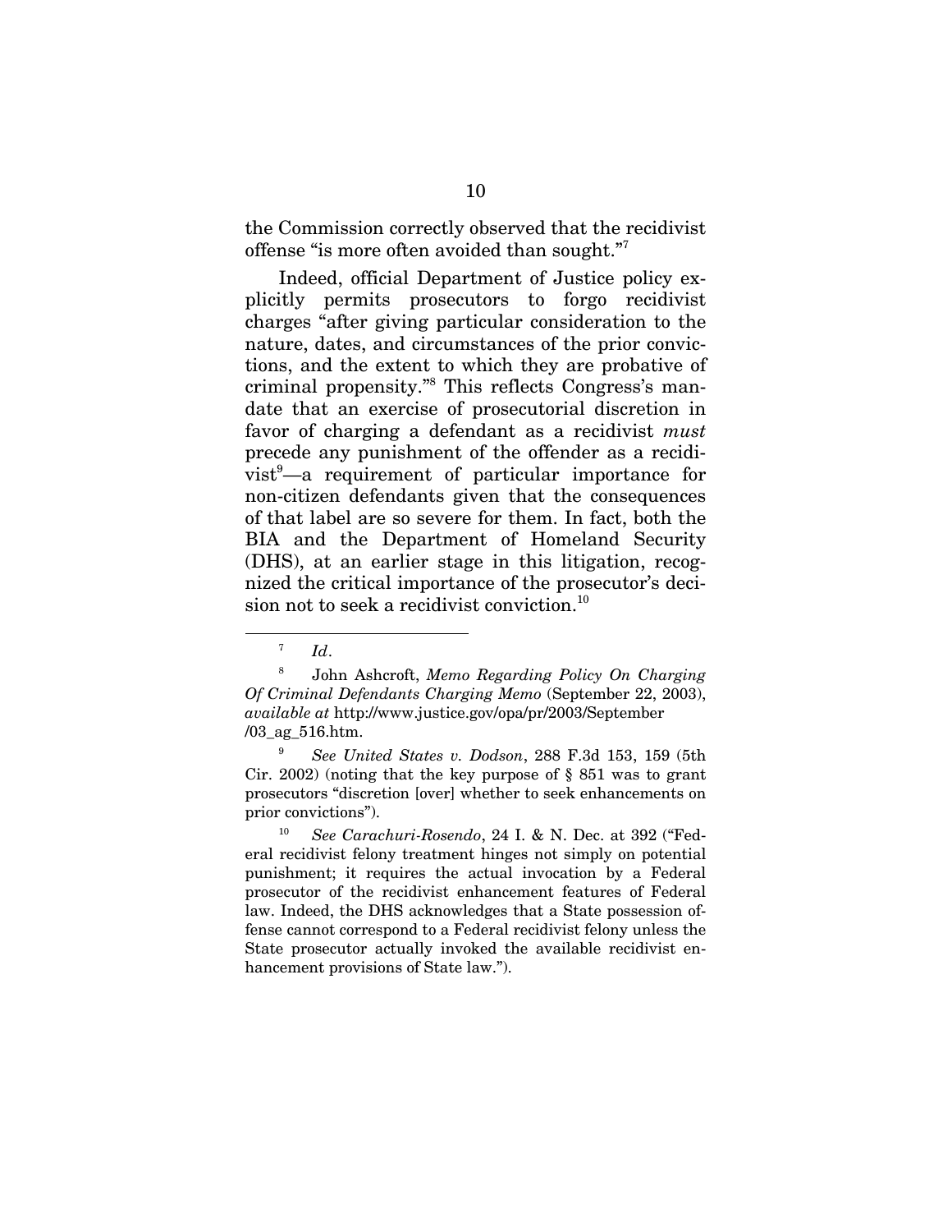the Commission correctly observed that the recidivist offense "is more often avoided than sought."[7]

Indeed, official Department of Justice policy explicitly permits prosecutors to forgo recidivist charges "after giving particular consideration to the nature, dates, and circumstances of the prior convictions, and the extent to which they are probative of criminal propensity."[8] This reflects Congress's mandate that an exercise of prosecutorial discretion in favor of charging a defendant as a recidivist *must* precede any punishment of the offender as a recidivist[9]—a requirement of particular importance for non-citizen defendants given that the consequences of that label are so severe for them. In fact, both the BIA and the Department of Homeland Security (DHS), at an earlier stage in this litigation, recognized the critical importance of the prosecutor's decision not to seek a recidivist conviction.[10]

---

[7] *Id*.

[8] John Ashcroft, *Memo Regarding Policy On Charging Of Criminal Defendants Charging Memo* (September 22, 2003), *available at* http://www.justice.gov/opa/pr/2003/September /03_ag_516.htm.

[9] *See United States v. Dodson*, 288 F.3d 153, 159 (5th Cir. 2002) (noting that the key purpose of § 851 was to grant prosecutors "discretion [over] whether to seek enhancements on prior convictions").

[10] *See Carachuri-Rosendo*, 24 I. & N. Dec. at 392 ("Federal recidivist felony treatment hinges not simply on potential punishment; it requires the actual invocation by a Federal prosecutor of the recidivist enhancement features of Federal law. Indeed, the DHS acknowledges that a State possession offense cannot correspond to a Federal recidivist felony unless the State prosecutor actually invoked the available recidivist enhancement provisions of State law.").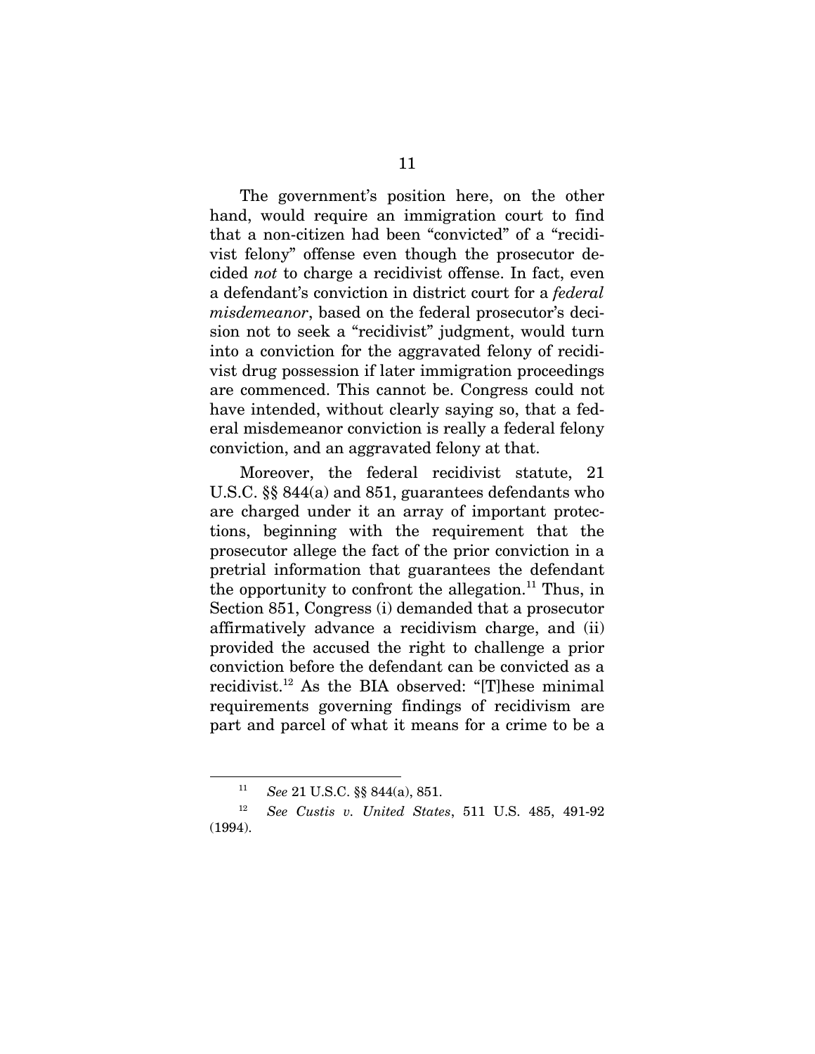The government's position here, on the other hand, would require an immigration court to find that a non-citizen had been "convicted" of a "recidivist felony" offense even though the prosecutor decided *not* to charge a recidivist offense. In fact, even a defendant's conviction in district court for a *federal misdemeanor*, based on the federal prosecutor's decision not to seek a "recidivist" judgment, would turn into a conviction for the aggravated felony of recidivist drug possession if later immigration proceedings are commenced. This cannot be. Congress could not have intended, without clearly saying so, that a federal misdemeanor conviction is really a federal felony conviction, and an aggravated felony at that.

Moreover, the federal recidivist statute, 21 U.S.C. §§ 844(a) and 851, guarantees defendants who are charged under it an array of important protections, beginning with the requirement that the prosecutor allege the fact of the prior conviction in a pretrial information that guarantees the defendant the opportunity to confront the allegation.[11] Thus, in Section 851, Congress (i) demanded that a prosecutor affirmatively advance a recidivism charge, and (ii) provided the accused the right to challenge a prior conviction before the defendant can be convicted as a recidivist.[12] As the BIA observed: "[T]hese minimal requirements governing findings of recidivism are part and parcel of what it means for a crime to be a

---

[11] *See* 21 U.S.C. §§ 844(a), 851.

[12] *See Custis v. United States*, 511 U.S. 485, 491-92 (1994).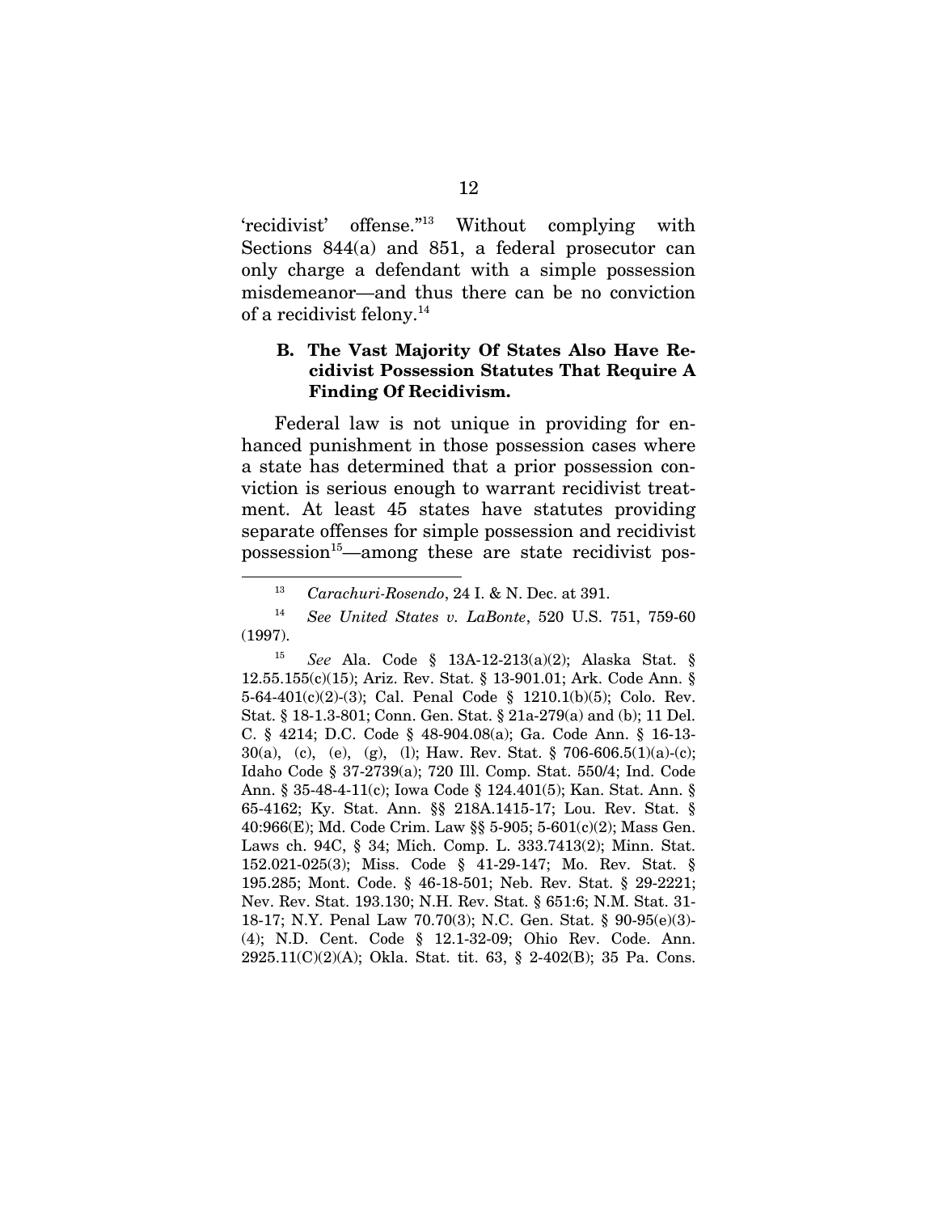'recidivist' offense."[13] Without complying with Sections 844(a) and 851, a federal prosecutor can only charge a defendant with a simple possession misdemeanor—and thus there can be no conviction of a recidivist felony.[14]

### B. The Vast Majority Of States Also Have Recidivist Possession Statutes That Require A Finding Of Recidivism.

Federal law is not unique in providing for enhanced punishment in those possession cases where a state has determined that a prior possession conviction is serious enough to warrant recidivist treatment. At least 45 states have statutes providing separate offenses for simple possession and recidivist possession[15]—among these are state recidivist pos-

---

[13] *Carachuri-Rosendo*, 24 I. & N. Dec. at 391.

[14] *See United States v. LaBonte*, 520 U.S. 751, 759-60 (1997).

[15] *See* Ala. Code § 13A-12-213(a)(2); Alaska Stat. § 12.55.155(c)(15); Ariz. Rev. Stat. § 13-901.01; Ark. Code Ann. § 5-64-401(c)(2)-(3); Cal. Penal Code § 1210.1(b)(5); Colo. Rev. Stat. § 18-1.3-801; Conn. Gen. Stat. § 21a-279(a) and (b); 11 Del. C. § 4214; D.C. Code § 48-904.08(a); Ga. Code Ann. § 16-13-30(a), (c), (e), (g), (l); Haw. Rev. Stat. § 706-606.5(1)(a)-(c); Idaho Code § 37-2739(a); 720 Ill. Comp. Stat. 550/4; Ind. Code Ann. § 35-48-4-11(c); Iowa Code § 124.401(5); Kan. Stat. Ann. § 65-4162; Ky. Stat. Ann. §§ 218A.1415-17; Lou. Rev. Stat. § 40:966(E); Md. Code Crim. Law §§ 5-905; 5-601(c)(2); Mass Gen. Laws ch. 94C, § 34; Mich. Comp. L. 333.7413(2); Minn. Stat. 152.021-025(3); Miss. Code § 41-29-147; Mo. Rev. Stat. § 195.285; Mont. Code. § 46-18-501; Neb. Rev. Stat. § 29-2221; Nev. Rev. Stat. 193.130; N.H. Rev. Stat. § 651:6; N.M. Stat. 31-18-17; N.Y. Penal Law 70.70(3); N.C. Gen. Stat. § 90-95(e)(3)-(4); N.D. Cent. Code § 12.1-32-09; Ohio Rev. Code. Ann. 2925.11(C)(2)(A); Okla. Stat. tit. 63, § 2-402(B); 35 Pa. Cons.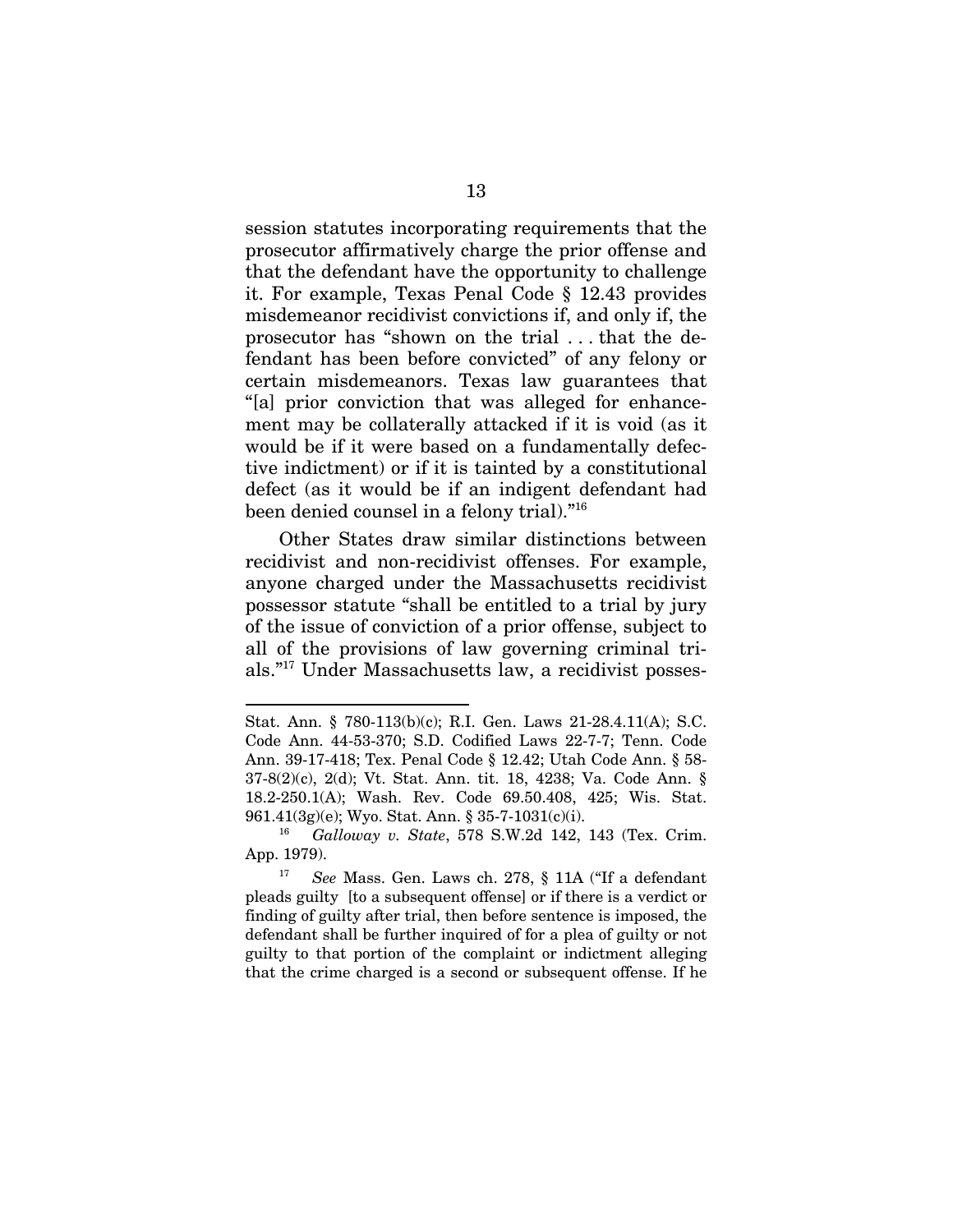session statutes incorporating requirements that the prosecutor affirmatively charge the prior offense and that the defendant have the opportunity to challenge it. For example, Texas Penal Code § 12.43 provides misdemeanor recidivist convictions if, and only if, the prosecutor has "shown on the trial . . . that the defendant has been before convicted" of any felony or certain misdemeanors. Texas law guarantees that "[a] prior conviction that was alleged for enhancement may be collaterally attacked if it is void (as it would be if it were based on a fundamentally defective indictment) or if it is tainted by a constitutional defect (as it would be if an indigent defendant had been denied counsel in a felony trial)."[16]

Other States draw similar distinctions between recidivist and non-recidivist offenses. For example, anyone charged under the Massachusetts recidivist possessor statute "shall be entitled to a trial by jury of the issue of conviction of a prior offense, subject to all of the provisions of law governing criminal trials."[17] Under Massachusetts law, a recidivist posses-

---

Stat. Ann. § 780-113(b)(c); R.I. Gen. Laws 21-28.4.11(A); S.C. Code Ann. 44-53-370; S.D. Codified Laws 22-7-7; Tenn. Code Ann. 39-17-418; Tex. Penal Code § 12.42; Utah Code Ann. § 58-37-8(2)(c), 2(d); Vt. Stat. Ann. tit. 18, 4238; Va. Code Ann. § 18.2-250.1(A); Wash. Rev. Code 69.50.408, 425; Wis. Stat. 961.41(3g)(e); Wyo. Stat. Ann. § 35-7-1031(c)(i).

[16] *Galloway v. State*, 578 S.W.2d 142, 143 (Tex. Crim. App. 1979).

[17] *See* Mass. Gen. Laws ch. 278, § 11A ("If a defendant pleads guilty [to a subsequent offense] or if there is a verdict or finding of guilty after trial, then before sentence is imposed, the defendant shall be further inquired of for a plea of guilty or not guilty to that portion of the complaint or indictment alleging that the crime charged is a second or subsequent offense. If he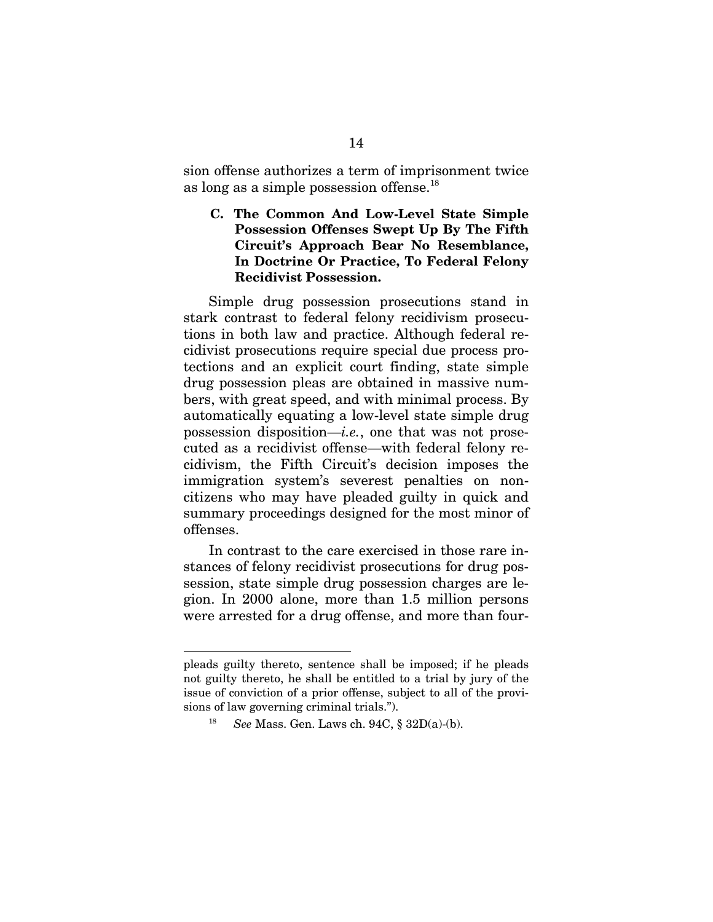sion offense authorizes a term of imprisonment twice as long as a simple possession offense.[18]

### C. The Common And Low-Level State Simple Possession Offenses Swept Up By The Fifth Circuit's Approach Bear No Resemblance, In Doctrine Or Practice, To Federal Felony Recidivist Possession.

Simple drug possession prosecutions stand in stark contrast to federal felony recidivism prosecutions in both law and practice. Although federal recidivist prosecutions require special due process protections and an explicit court finding, state simple drug possession pleas are obtained in massive numbers, with great speed, and with minimal process. By automatically equating a low-level state simple drug possession disposition—*i.e.*, one that was not prosecuted as a recidivist offense—with federal felony recidivism, the Fifth Circuit's decision imposes the immigration system's severest penalties on noncitizens who may have pleaded guilty in quick and summary proceedings designed for the most minor of offenses.

In contrast to the care exercised in those rare instances of felony recidivist prosecutions for drug possession, state simple drug possession charges are legion. In 2000 alone, more than 1.5 million persons were arrested for a drug offense, and more than four-

---

pleads guilty thereto, sentence shall be imposed; if he pleads not guilty thereto, he shall be entitled to a trial by jury of the issue of conviction of a prior offense, subject to all of the provisions of law governing criminal trials.").

[18] *See* Mass. Gen. Laws ch. 94C, § 32D(a)-(b).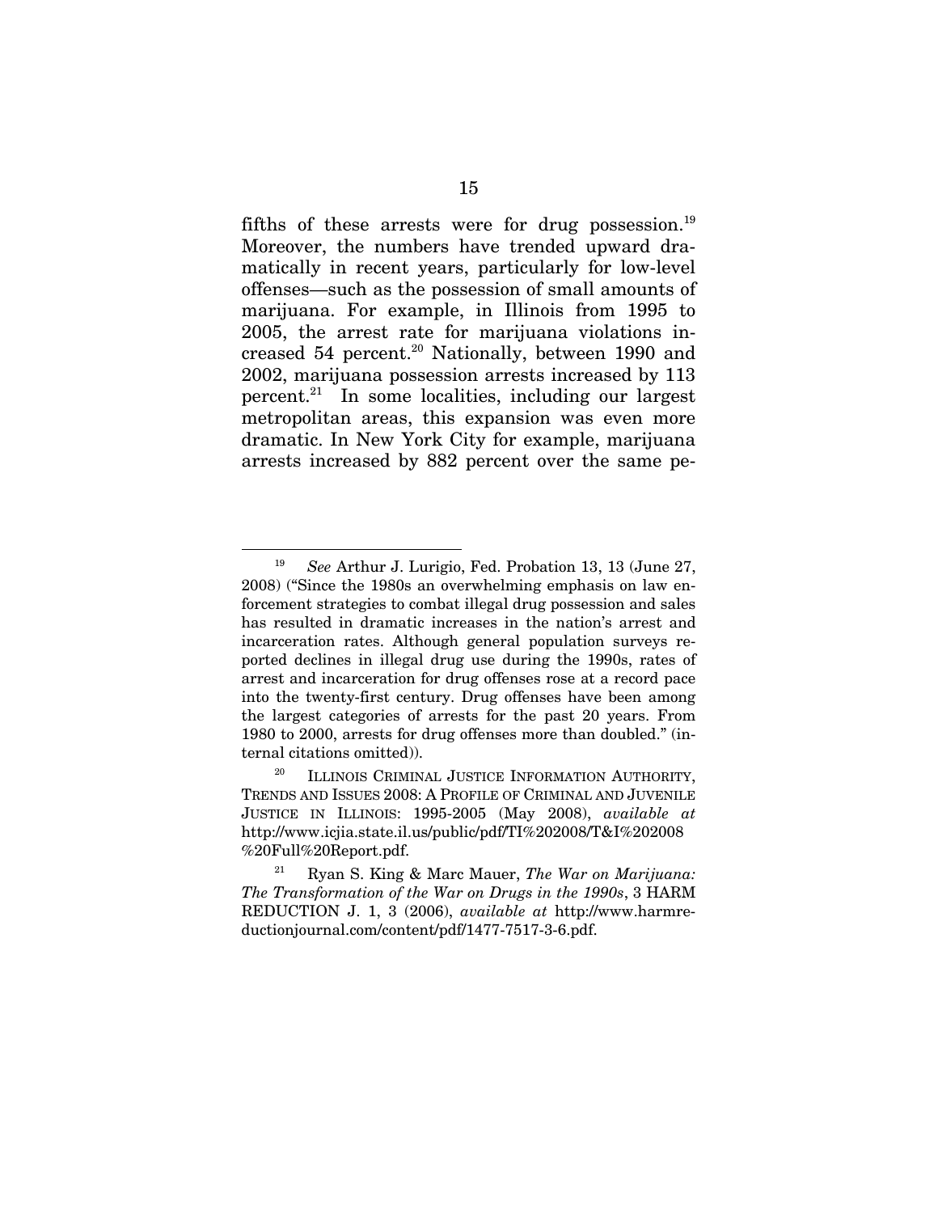fifths of these arrests were for drug possession.[19] Moreover, the numbers have trended upward dramatically in recent years, particularly for low-level offenses—such as the possession of small amounts of marijuana. For example, in Illinois from 1995 to 2005, the arrest rate for marijuana violations increased 54 percent.[20] Nationally, between 1990 and 2002, marijuana possession arrests increased by 113 percent.[21] In some localities, including our largest metropolitan areas, this expansion was even more dramatic. In New York City for example, marijuana arrests increased by 882 percent over the same pe-

---

[19] *See* Arthur J. Lurigio, Fed. Probation 13, 13 (June 27, 2008) ("Since the 1980s an overwhelming emphasis on law enforcement strategies to combat illegal drug possession and sales has resulted in dramatic increases in the nation's arrest and incarceration rates. Although general population surveys reported declines in illegal drug use during the 1990s, rates of arrest and incarceration for drug offenses rose at a record pace into the twenty-first century. Drug offenses have been among the largest categories of arrests for the past 20 years. From 1980 to 2000, arrests for drug offenses more than doubled." (internal citations omitted)).

[20] ILLINOIS CRIMINAL JUSTICE INFORMATION AUTHORITY, TRENDS AND ISSUES 2008: A PROFILE OF CRIMINAL AND JUVENILE JUSTICE IN ILLINOIS: 1995-2005 (May 2008), *available at* http://www.icjia.state.il.us/public/pdf/TI%202008/T&I%202008%20Full%20Report.pdf.

[21] Ryan S. King & Marc Mauer, *The War on Marijuana: The Transformation of the War on Drugs in the 1990s*, 3 HARM REDUCTION J. 1, 3 (2006), *available at* http://www.harmreductionjournal.com/content/pdf/1477-7517-3-6.pdf.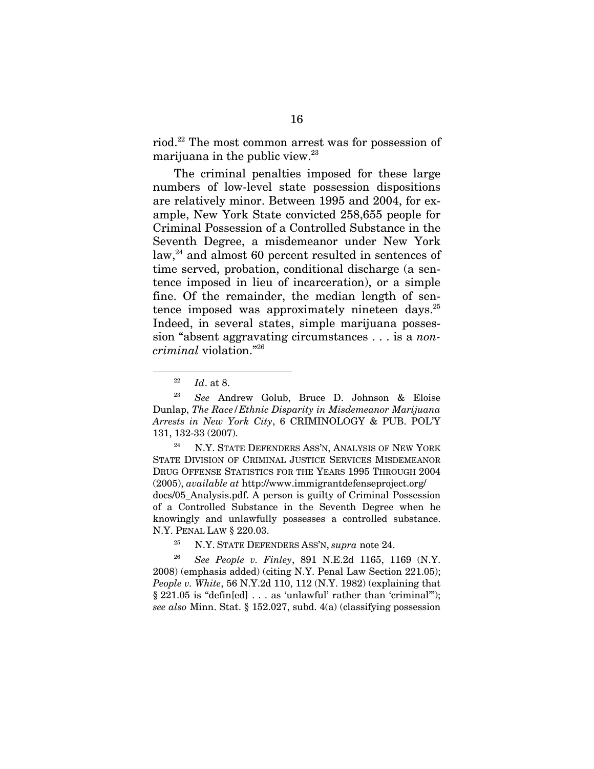riod.[22] The most common arrest was for possession of marijuana in the public view.[23]

The criminal penalties imposed for these large numbers of low-level state possession dispositions are relatively minor. Between 1995 and 2004, for example, New York State convicted 258,655 people for Criminal Possession of a Controlled Substance in the Seventh Degree, a misdemeanor under New York law,[24] and almost 60 percent resulted in sentences of time served, probation, conditional discharge (a sentence imposed in lieu of incarceration), or a simple fine. Of the remainder, the median length of sentence imposed was approximately nineteen days.[25] Indeed, in several states, simple marijuana possession "absent aggravating circumstances . . . is a *non-criminal* violation."[26]

---

[22] *Id*. at 8.

[23] *See* Andrew Golub, Bruce D. Johnson & Eloise Dunlap, *The Race/Ethnic Disparity in Misdemeanor Marijuana Arrests in New York City*, 6 CRIMINOLOGY & PUB. POL'Y 131, 132-33 (2007).

[24] N.Y. STATE DEFENDERS ASS'N, ANALYSIS OF NEW YORK STATE DIVISION OF CRIMINAL JUSTICE SERVICES MISDEMEANOR DRUG OFFENSE STATISTICS FOR THE YEARS 1995 THROUGH 2004 (2005), *available at* http://www.immigrantdefenseproject.org/docs/05_Analysis.pdf. A person is guilty of Criminal Possession of a Controlled Substance in the Seventh Degree when he knowingly and unlawfully possesses a controlled substance. N.Y. PENAL LAW § 220.03.

[25] N.Y. STATE DEFENDERS ASS'N, *supra* note 24.

[26] *See People v. Finley*, 891 N.E.2d 1165, 1169 (N.Y. 2008) (emphasis added) (citing N.Y. Penal Law Section 221.05); *People v. White*, 56 N.Y.2d 110, 112 (N.Y. 1982) (explaining that § 221.05 is "defin[ed] . . . as 'unlawful' rather than 'criminal'"); *see also* Minn. Stat. § 152.027, subd. 4(a) (classifying possession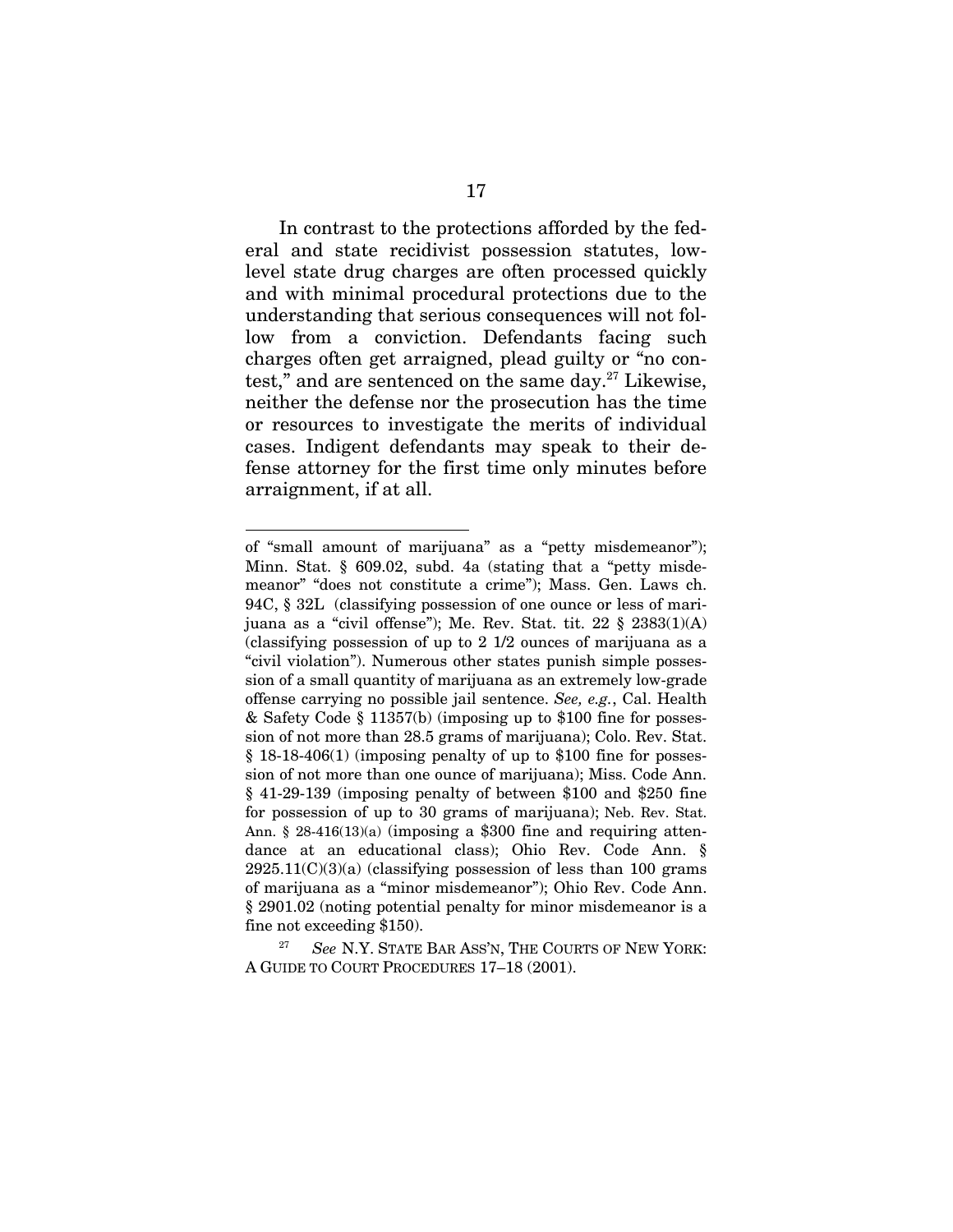In contrast to the protections afforded by the federal and state recidivist possession statutes, low-level state drug charges are often processed quickly and with minimal procedural protections due to the understanding that serious consequences will not follow from a conviction. Defendants facing such charges often get arraigned, plead guilty or "no contest," and are sentenced on the same day.[27] Likewise, neither the defense nor the prosecution has the time or resources to investigate the merits of individual cases. Indigent defendants may speak to their defense attorney for the first time only minutes before arraignment, if at all.

---

of "small amount of marijuana" as a "petty misdemeanor"); Minn. Stat. § 609.02, subd. 4a (stating that a "petty misdemeanor" "does not constitute a crime"); Mass. Gen. Laws ch. 94C, § 32L (classifying possession of one ounce or less of marijuana as a "civil offense"); Me. Rev. Stat. tit. 22 § 2383(1)(A) (classifying possession of up to 2 1/2 ounces of marijuana as a "civil violation"). Numerous other states punish simple possession of a small quantity of marijuana as an extremely low-grade offense carrying no possible jail sentence. *See, e.g.*, Cal. Health & Safety Code § 11357(b) (imposing up to $100 fine for possession of not more than 28.5 grams of marijuana); Colo. Rev. Stat. § 18-18-406(1) (imposing penalty of up to $100 fine for possession of not more than one ounce of marijuana); Miss. Code Ann. § 41-29-139 (imposing penalty of between $100 and $250 fine for possession of up to 30 grams of marijuana); Neb. Rev. Stat. Ann. § 28-416(13)(a) (imposing a $300 fine and requiring attendance at an educational class); Ohio Rev. Code Ann. § 2925.11(C)(3)(a) (classifying possession of less than 100 grams of marijuana as a "minor misdemeanor"); Ohio Rev. Code Ann. § 2901.02 (noting potential penalty for minor misdemeanor is a fine not exceeding $150).

[27] *See* N.Y. STATE BAR ASS'N, THE COURTS OF NEW YORK: A GUIDE TO COURT PROCEDURES 17–18 (2001).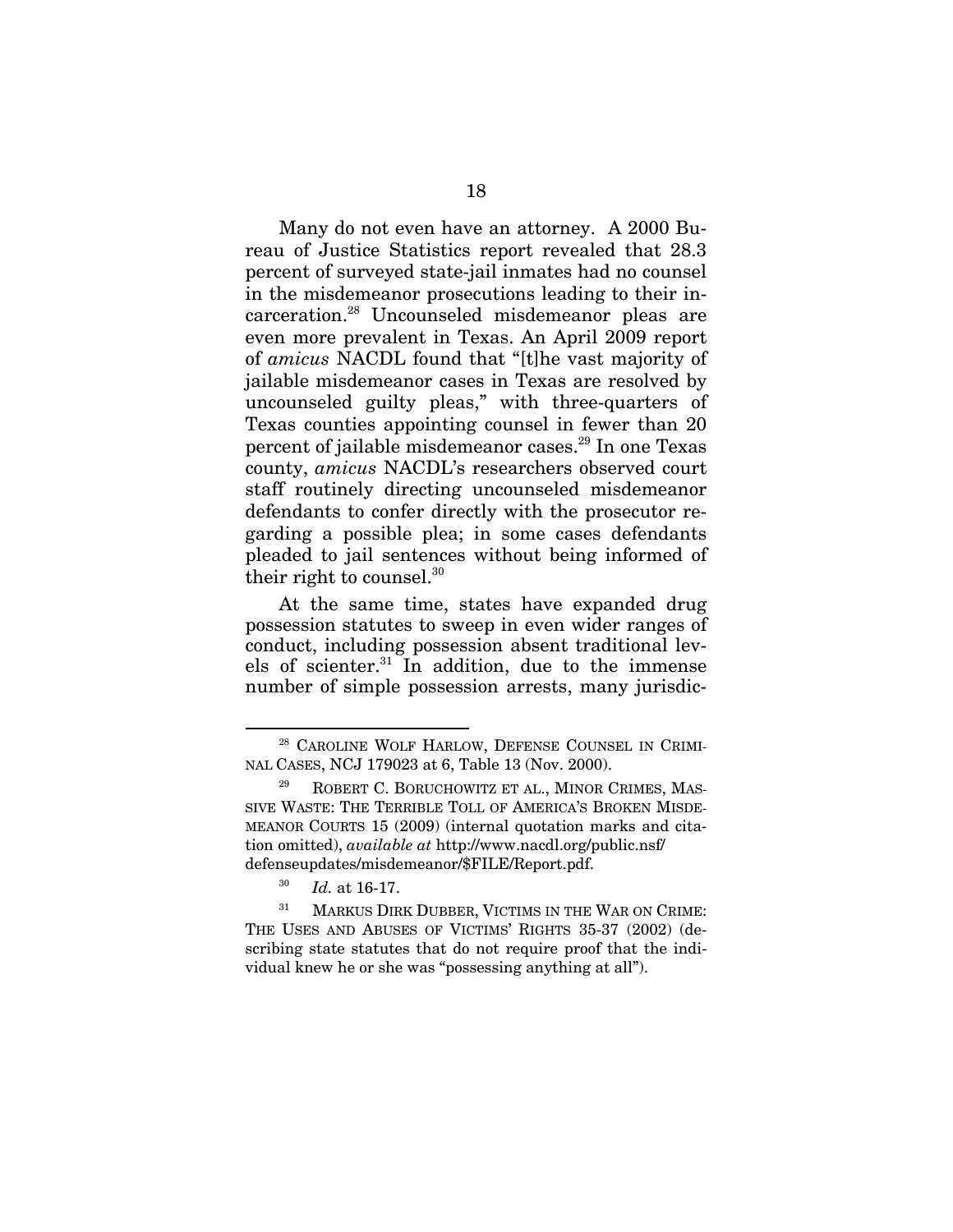Many do not even have an attorney. A 2000 Bureau of Justice Statistics report revealed that 28.3 percent of surveyed state-jail inmates had no counsel in the misdemeanor prosecutions leading to their incarceration.[28] Uncounseled misdemeanor pleas are even more prevalent in Texas. An April 2009 report of *amicus* NACDL found that "[t]he vast majority of jailable misdemeanor cases in Texas are resolved by uncounseled guilty pleas," with three-quarters of Texas counties appointing counsel in fewer than 20 percent of jailable misdemeanor cases.[29] In one Texas county, *amicus* NACDL's researchers observed court staff routinely directing uncounseled misdemeanor defendants to confer directly with the prosecutor regarding a possible plea; in some cases defendants pleaded to jail sentences without being informed of their right to counsel.[30]

At the same time, states have expanded drug possession statutes to sweep in even wider ranges of conduct, including possession absent traditional levels of scienter.[31] In addition, due to the immense number of simple possession arrests, many jurisdic-

---

[28] CAROLINE WOLF HARLOW, DEFENSE COUNSEL IN CRIMINAL CASES, NCJ 179023 at 6, Table 13 (Nov. 2000).

[29] ROBERT C. BORUCHOWITZ ET AL., MINOR CRIMES, MASSIVE WASTE: THE TERRIBLE TOLL OF AMERICA'S BROKEN MISDEMEANOR COURTS 15 (2009) (internal quotation marks and citation omitted), *available at* http://www.nacdl.org/public.nsf/defenseupdates/misdemeanor/$FILE/Report.pdf.

[30] *Id.* at 16-17.

[31] MARKUS DIRK DUBBER, VICTIMS IN THE WAR ON CRIME: THE USES AND ABUSES OF VICTIMS' RIGHTS 35-37 (2002) (describing state statutes that do not require proof that the individual knew he or she was "possessing anything at all").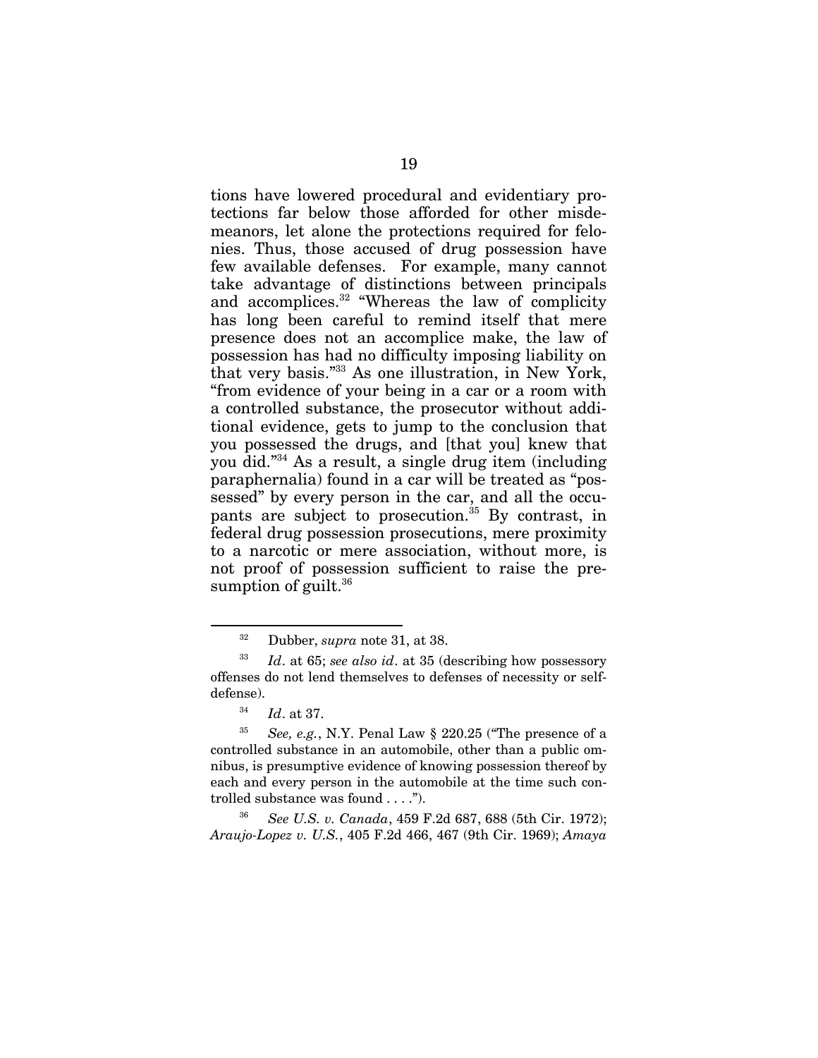tions have lowered procedural and evidentiary protections far below those afforded for other misdemeanors, let alone the protections required for felonies. Thus, those accused of drug possession have few available defenses. For example, many cannot take advantage of distinctions between principals and accomplices.[32] "Whereas the law of complicity has long been careful to remind itself that mere presence does not an accomplice make, the law of possession has had no difficulty imposing liability on that very basis."[33] As one illustration, in New York, "from evidence of your being in a car or a room with a controlled substance, the prosecutor without additional evidence, gets to jump to the conclusion that you possessed the drugs, and [that you] knew that you did."[34] As a result, a single drug item (including paraphernalia) found in a car will be treated as "possessed" by every person in the car, and all the occupants are subject to prosecution.[35] By contrast, in federal drug possession prosecutions, mere proximity to a narcotic or mere association, without more, is not proof of possession sufficient to raise the presumption of guilt.[36]

---

[32] Dubber, *supra* note 31, at 38.

[33] *Id*. at 65; *see also id*. at 35 (describing how possessory offenses do not lend themselves to defenses of necessity or self-defense).

[34] *Id*. at 37.

[35] *See, e.g.*, N.Y. Penal Law § 220.25 ("The presence of a controlled substance in an automobile, other than a public omnibus, is presumptive evidence of knowing possession thereof by each and every person in the automobile at the time such controlled substance was found . . . .").

[36] *See U.S. v. Canada*, 459 F.2d 687, 688 (5th Cir. 1972); *Araujo-Lopez v. U.S.*, 405 F.2d 466, 467 (9th Cir. 1969); *Amaya*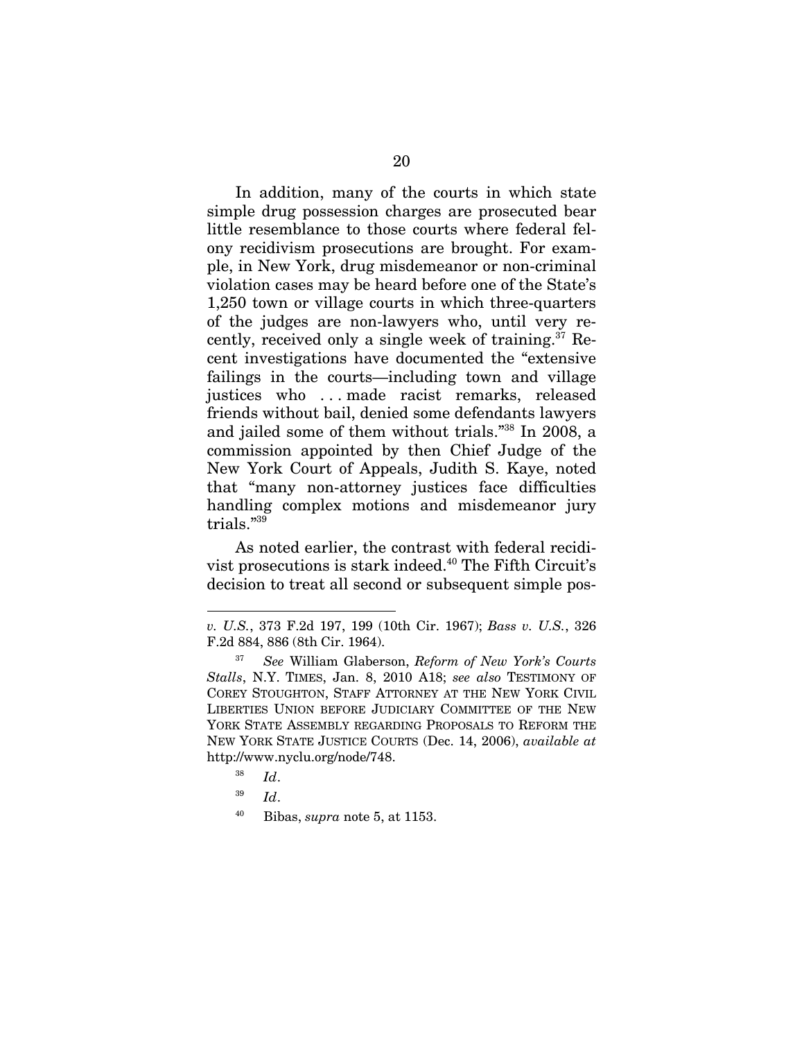In addition, many of the courts in which state simple drug possession charges are prosecuted bear little resemblance to those courts where federal felony recidivism prosecutions are brought. For example, in New York, drug misdemeanor or non-criminal violation cases may be heard before one of the State's 1,250 town or village courts in which three-quarters of the judges are non-lawyers who, until very recently, received only a single week of training.[37] Recent investigations have documented the "extensive failings in the courts—including town and village justices who . . . made racist remarks, released friends without bail, denied some defendants lawyers and jailed some of them without trials."[38] In 2008, a commission appointed by then Chief Judge of the New York Court of Appeals, Judith S. Kaye, noted that "many non-attorney justices face difficulties handling complex motions and misdemeanor jury trials."[39]

As noted earlier, the contrast with federal recidivist prosecutions is stark indeed.[40] The Fifth Circuit's decision to treat all second or subsequent simple pos-

---

*v. U.S.*, 373 F.2d 197, 199 (10th Cir. 1967); *Bass v. U.S.*, 326 F.2d 884, 886 (8th Cir. 1964).

[37] *See* William Glaberson, *Reform of New York's Courts Stalls*, N.Y. TIMES, Jan. 8, 2010 A18; *see also* TESTIMONY OF COREY STOUGHTON, STAFF ATTORNEY AT THE NEW YORK CIVIL LIBERTIES UNION BEFORE JUDICIARY COMMITTEE OF THE NEW YORK STATE ASSEMBLY REGARDING PROPOSALS TO REFORM THE NEW YORK STATE JUSTICE COURTS (Dec. 14, 2006), *available at* http://www.nyclu.org/node/748.

[38] *Id*.

[39] *Id*.

[40] Bibas, *supra* note 5, at 1153.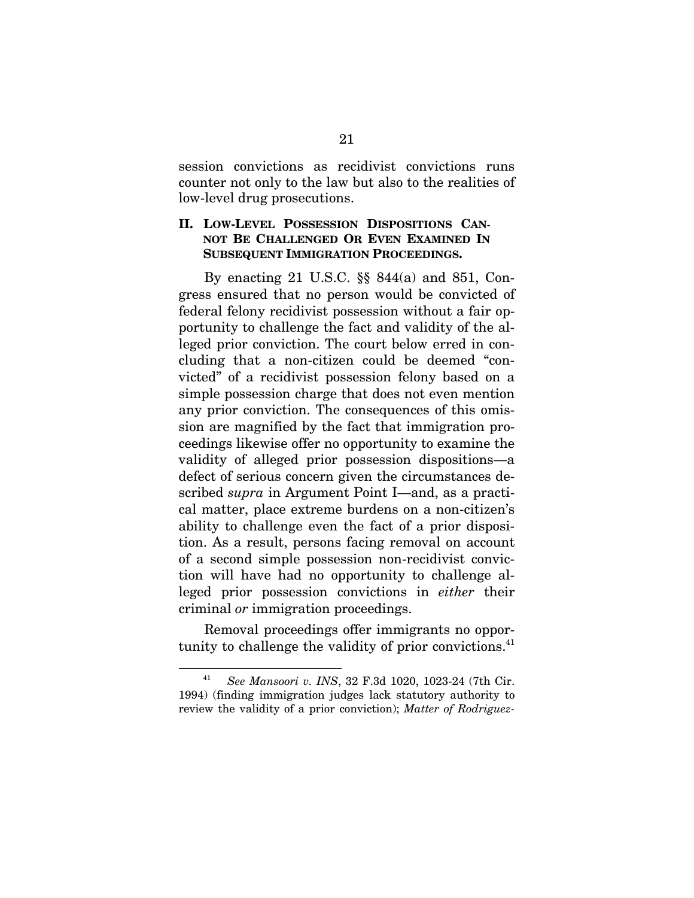session convictions as recidivist convictions runs counter not only to the law but also to the realities of low-level drug prosecutions.

## II. LOW-LEVEL POSSESSION DISPOSITIONS CANNOT BE CHALLENGED OR EVEN EXAMINED IN SUBSEQUENT IMMIGRATION PROCEEDINGS.

By enacting 21 U.S.C. §§ 844(a) and 851, Congress ensured that no person would be convicted of federal felony recidivist possession without a fair opportunity to challenge the fact and validity of the alleged prior conviction. The court below erred in concluding that a non-citizen could be deemed "convicted" of a recidivist possession felony based on a simple possession charge that does not even mention any prior conviction. The consequences of this omission are magnified by the fact that immigration proceedings likewise offer no opportunity to examine the validity of alleged prior possession dispositions—a defect of serious concern given the circumstances described *supra* in Argument Point I—and, as a practical matter, place extreme burdens on a non-citizen's ability to challenge even the fact of a prior disposition. As a result, persons facing removal on account of a second simple possession non-recidivist conviction will have had no opportunity to challenge alleged prior possession convictions in *either* their criminal *or* immigration proceedings.

Removal proceedings offer immigrants no opportunity to challenge the validity of prior convictions.[41]

---

[41] *See Mansoori v. INS*, 32 F.3d 1020, 1023-24 (7th Cir. 1994) (finding immigration judges lack statutory authority to review the validity of a prior conviction); *Matter of Rodriguez-*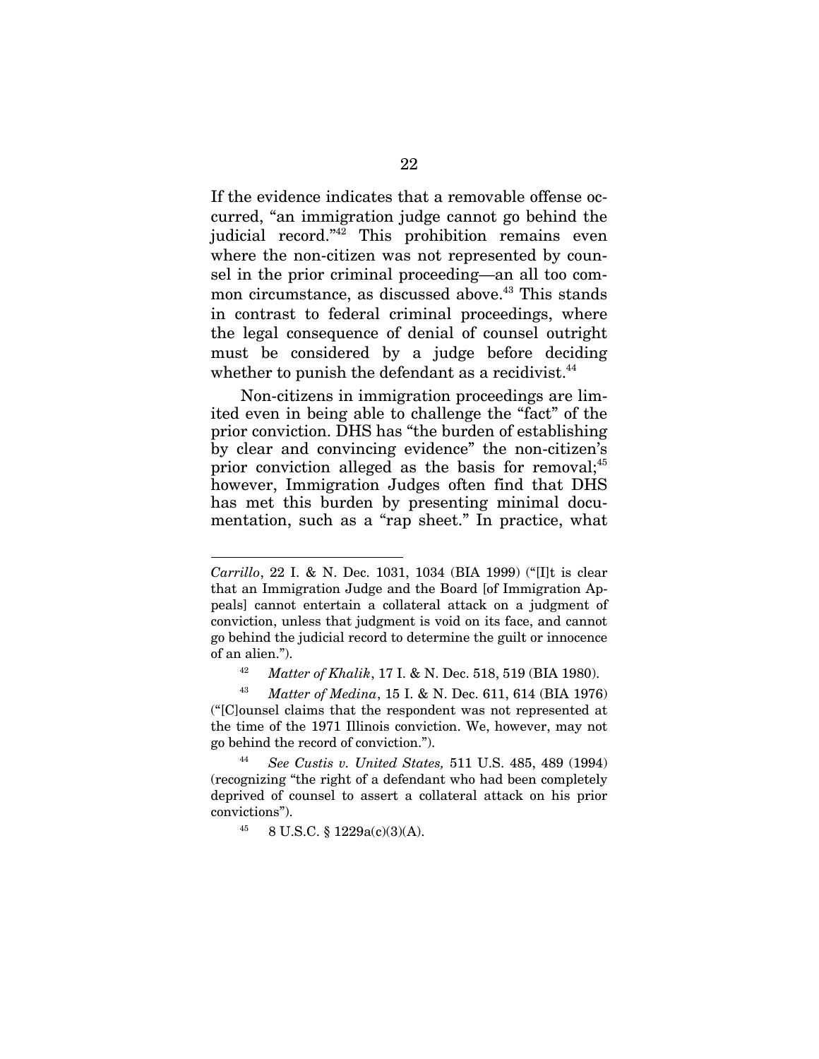If the evidence indicates that a removable offense occurred, "an immigration judge cannot go behind the judicial record."[42] This prohibition remains even where the non-citizen was not represented by counsel in the prior criminal proceeding—an all too common circumstance, as discussed above.[43] This stands in contrast to federal criminal proceedings, where the legal consequence of denial of counsel outright must be considered by a judge before deciding whether to punish the defendant as a recidivist.[44]

Non-citizens in immigration proceedings are limited even in being able to challenge the "fact" of the prior conviction. DHS has "the burden of establishing by clear and convincing evidence" the non-citizen's prior conviction alleged as the basis for removal;[45] however, Immigration Judges often find that DHS has met this burden by presenting minimal documentation, such as a "rap sheet." In practice, what

---

*Carrillo*, 22 I. & N. Dec. 1031, 1034 (BIA 1999) ("[I]t is clear that an Immigration Judge and the Board [of Immigration Appeals] cannot entertain a collateral attack on a judgment of conviction, unless that judgment is void on its face, and cannot go behind the judicial record to determine the guilt or innocence of an alien.").

[42] *Matter of Khalik*, 17 I. & N. Dec. 518, 519 (BIA 1980).

[43] *Matter of Medina*, 15 I. & N. Dec. 611, 614 (BIA 1976) ("[C]ounsel claims that the respondent was not represented at the time of the 1971 Illinois conviction. We, however, may not go behind the record of conviction.").

[44] *See Custis v. United States,* 511 U.S. 485, 489 (1994) (recognizing "the right of a defendant who had been completely deprived of counsel to assert a collateral attack on his prior convictions").

[45] 8 U.S.C. § 1229a(c)(3)(A).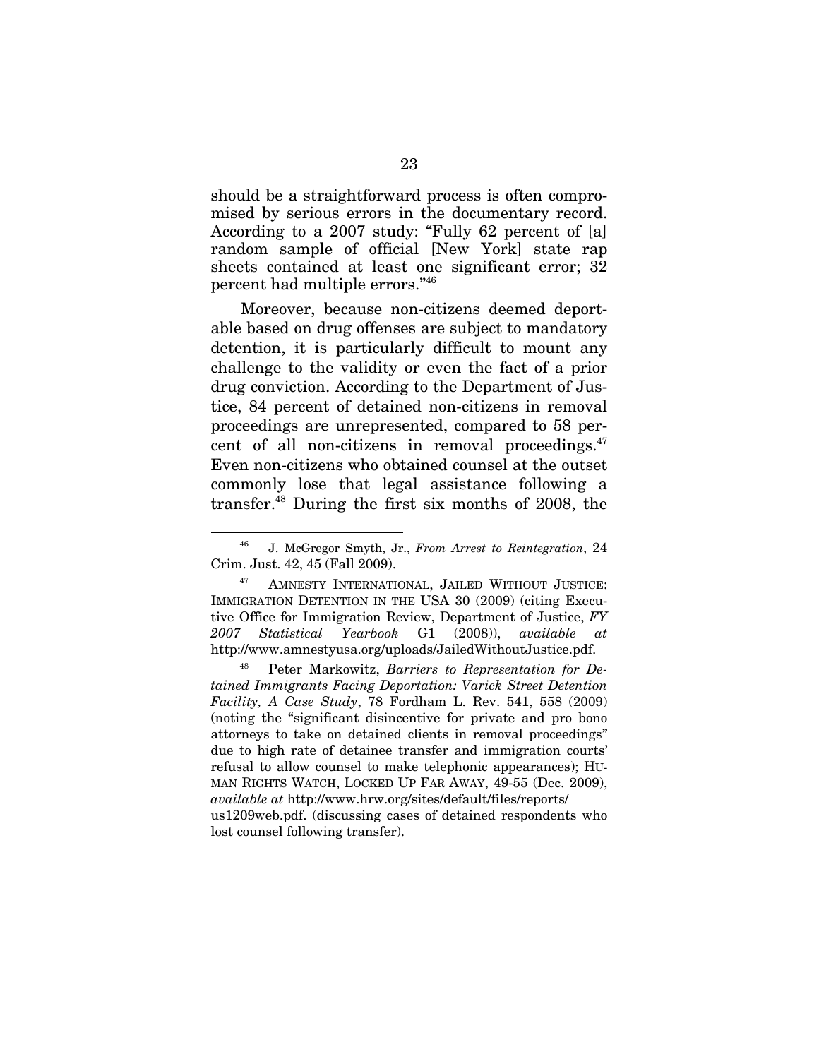should be a straightforward process is often compromised by serious errors in the documentary record. According to a 2007 study: "Fully 62 percent of [a] random sample of official [New York] state rap sheets contained at least one significant error; 32 percent had multiple errors."[46]

Moreover, because non-citizens deemed deportable based on drug offenses are subject to mandatory detention, it is particularly difficult to mount any challenge to the validity or even the fact of a prior drug conviction. According to the Department of Justice, 84 percent of detained non-citizens in removal proceedings are unrepresented, compared to 58 percent of all non-citizens in removal proceedings.[47] Even non-citizens who obtained counsel at the outset commonly lose that legal assistance following a transfer.[48] During the first six months of 2008, the

---

[46] J. McGregor Smyth, Jr., *From Arrest to Reintegration*, 24 Crim. Just. 42, 45 (Fall 2009).

[47] AMNESTY INTERNATIONAL, JAILED WITHOUT JUSTICE: IMMIGRATION DETENTION IN THE USA 30 (2009) (citing Executive Office for Immigration Review, Department of Justice, *FY 2007 Statistical Yearbook* G1 (2008)), *available at* http://www.amnestyusa.org/uploads/JailedWithoutJustice.pdf.

[48] Peter Markowitz, *Barriers to Representation for Detained Immigrants Facing Deportation: Varick Street Detention Facility, A Case Study*, 78 Fordham L. Rev. 541, 558 (2009) (noting the "significant disincentive for private and pro bono attorneys to take on detained clients in removal proceedings" due to high rate of detainee transfer and immigration courts' refusal to allow counsel to make telephonic appearances); HUMAN RIGHTS WATCH, LOCKED UP FAR AWAY, 49-55 (Dec. 2009), *available at* http://www.hrw.org/sites/default/files/reports/us1209web.pdf. (discussing cases of detained respondents who lost counsel following transfer).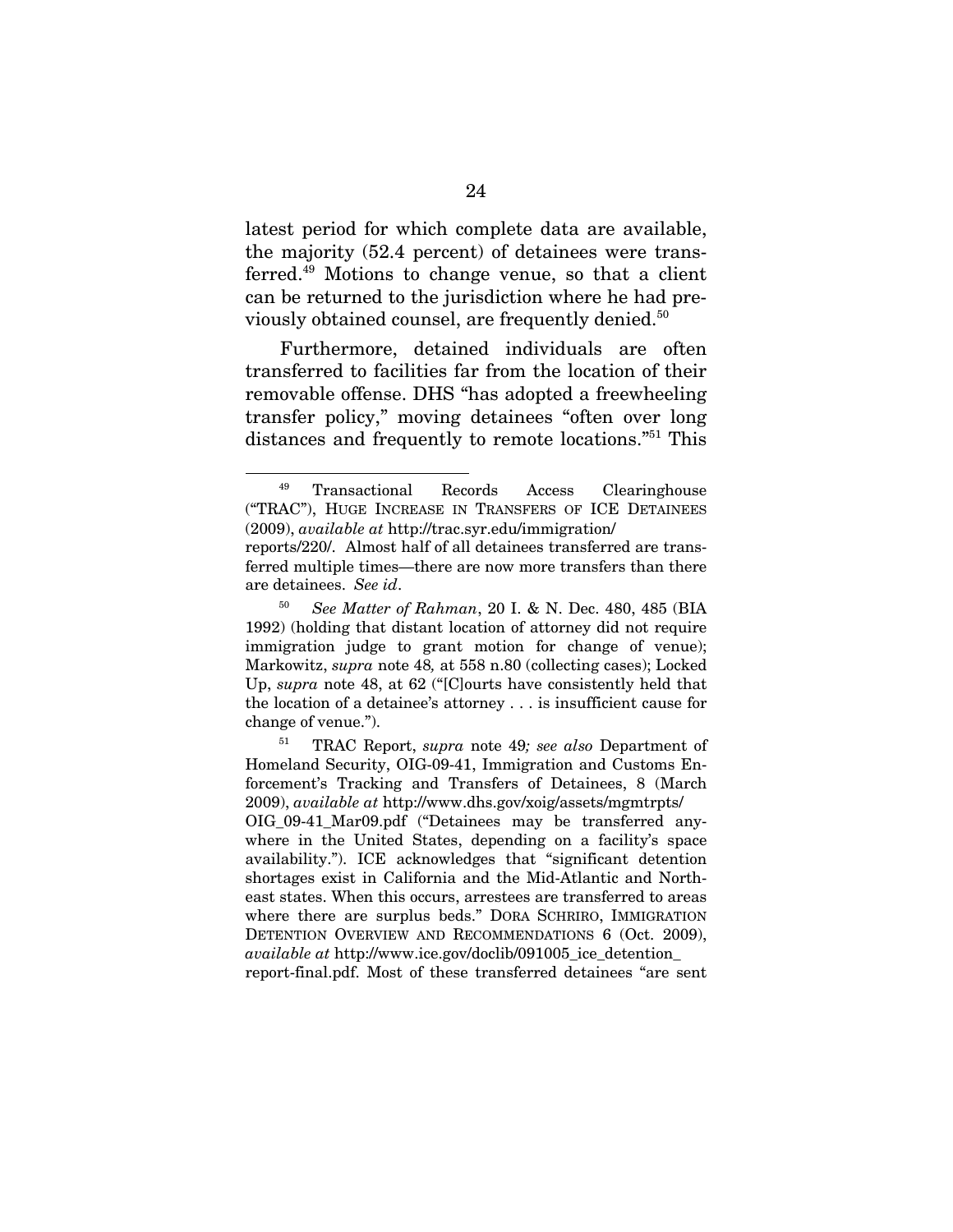latest period for which complete data are available, the majority (52.4 percent) of detainees were transferred.[49] Motions to change venue, so that a client can be returned to the jurisdiction where he had previously obtained counsel, are frequently denied.[50]

Furthermore, detained individuals are often transferred to facilities far from the location of their removable offense. DHS "has adopted a freewheeling transfer policy," moving detainees "often over long distances and frequently to remote locations."[51] This

---

[49] Transactional Records Access Clearinghouse ("TRAC"), HUGE INCREASE IN TRANSFERS OF ICE DETAINEES (2009), *available at* http://trac.syr.edu/immigration/reports/220/. Almost half of all detainees transferred are transferred multiple times—there are now more transfers than there are detainees. *See id*.

[50] *See Matter of Rahman*, 20 I. & N. Dec. 480, 485 (BIA 1992) (holding that distant location of attorney did not require immigration judge to grant motion for change of venue); Markowitz, *supra* note 48*,* at 558 n.80 (collecting cases); Locked Up, *supra* note 48, at 62 ("[C]ourts have consistently held that the location of a detainee's attorney . . . is insufficient cause for change of venue.").

[51] TRAC Report, *supra* note 49*; see also* Department of Homeland Security, OIG-09-41, Immigration and Customs Enforcement's Tracking and Transfers of Detainees, 8 (March 2009), *available at* http://www.dhs.gov/xoig/assets/mgmtrpts/OIG_09-41_Mar09.pdf ("Detainees may be transferred anywhere in the United States, depending on a facility's space availability."). ICE acknowledges that "significant detention shortages exist in California and the Mid-Atlantic and Northeast states. When this occurs, arrestees are transferred to areas where there are surplus beds." DORA SCHRIRO, IMMIGRATION DETENTION OVERVIEW AND RECOMMENDATIONS 6 (Oct. 2009), *available at* http://www.ice.gov/doclib/091005_ice_detention_report-final.pdf. Most of these transferred detainees "are sent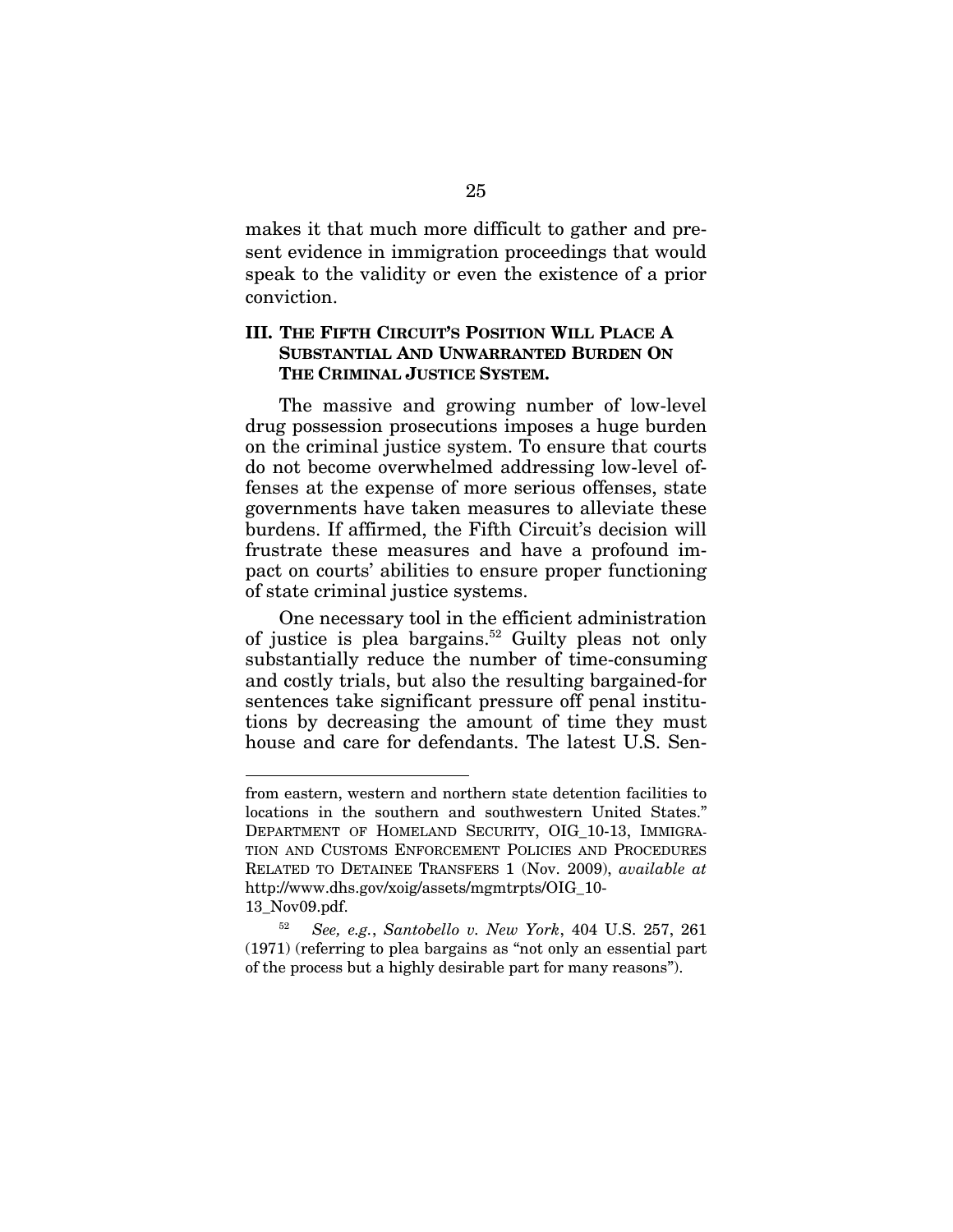makes it that much more difficult to gather and present evidence in immigration proceedings that would speak to the validity or even the existence of a prior conviction.

### III. THE FIFTH CIRCUIT'S POSITION WILL PLACE A SUBSTANTIAL AND UNWARRANTED BURDEN ON THE CRIMINAL JUSTICE SYSTEM.

The massive and growing number of low-level drug possession prosecutions imposes a huge burden on the criminal justice system. To ensure that courts do not become overwhelmed addressing low-level offenses at the expense of more serious offenses, state governments have taken measures to alleviate these burdens. If affirmed, the Fifth Circuit's decision will frustrate these measures and have a profound impact on courts' abilities to ensure proper functioning of state criminal justice systems.

One necessary tool in the efficient administration of justice is plea bargains.[52] Guilty pleas not only substantially reduce the number of time-consuming and costly trials, but also the resulting bargained-for sentences take significant pressure off penal institutions by decreasing the amount of time they must house and care for defendants. The latest U.S. Sen-

---

from eastern, western and northern state detention facilities to locations in the southern and southwestern United States." DEPARTMENT OF HOMELAND SECURITY, OIG_10-13, IMMIGRATION AND CUSTOMS ENFORCEMENT POLICIES AND PROCEDURES RELATED TO DETAINEE TRANSFERS 1 (Nov. 2009), *available at* http://www.dhs.gov/xoig/assets/mgmtrpts/OIG_10-13_Nov09.pdf.

[52] *See, e.g.*, *Santobello v. New York*, 404 U.S. 257, 261 (1971) (referring to plea bargains as "not only an essential part of the process but a highly desirable part for many reasons").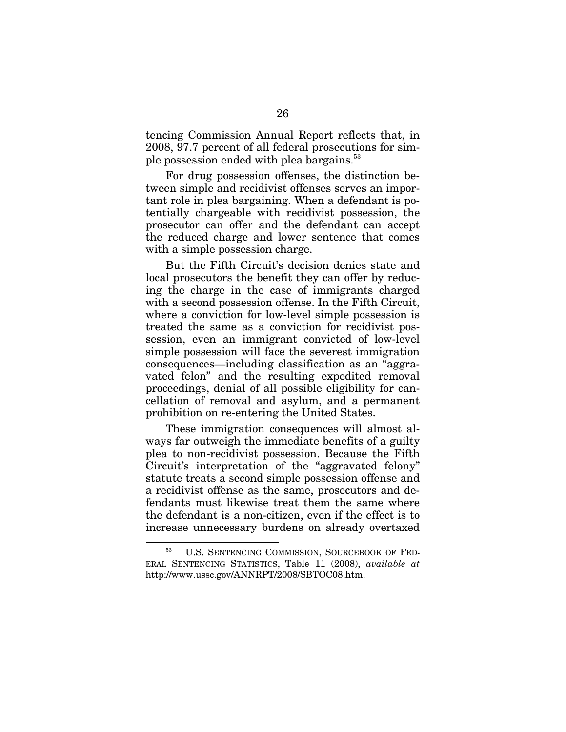tencing Commission Annual Report reflects that, in 2008, 97.7 percent of all federal prosecutions for simple possession ended with plea bargains.[53]

For drug possession offenses, the distinction between simple and recidivist offenses serves an important role in plea bargaining. When a defendant is potentially chargeable with recidivist possession, the prosecutor can offer and the defendant can accept the reduced charge and lower sentence that comes with a simple possession charge.

But the Fifth Circuit's decision denies state and local prosecutors the benefit they can offer by reducing the charge in the case of immigrants charged with a second possession offense. In the Fifth Circuit, where a conviction for low-level simple possession is treated the same as a conviction for recidivist possession, even an immigrant convicted of low-level simple possession will face the severest immigration consequences—including classification as an "aggravated felon" and the resulting expedited removal proceedings, denial of all possible eligibility for cancellation of removal and asylum, and a permanent prohibition on re-entering the United States.

These immigration consequences will almost always far outweigh the immediate benefits of a guilty plea to non-recidivist possession. Because the Fifth Circuit's interpretation of the "aggravated felony" statute treats a second simple possession offense and a recidivist offense as the same, prosecutors and defendants must likewise treat them the same where the defendant is a non-citizen, even if the effect is to increase unnecessary burdens on already overtaxed

---

[53] U.S. SENTENCING COMMISSION, SOURCEBOOK OF FEDERAL SENTENCING STATISTICS, Table 11 (2008), *available at* http://www.ussc.gov/ANNRPT/2008/SBTOC08.htm.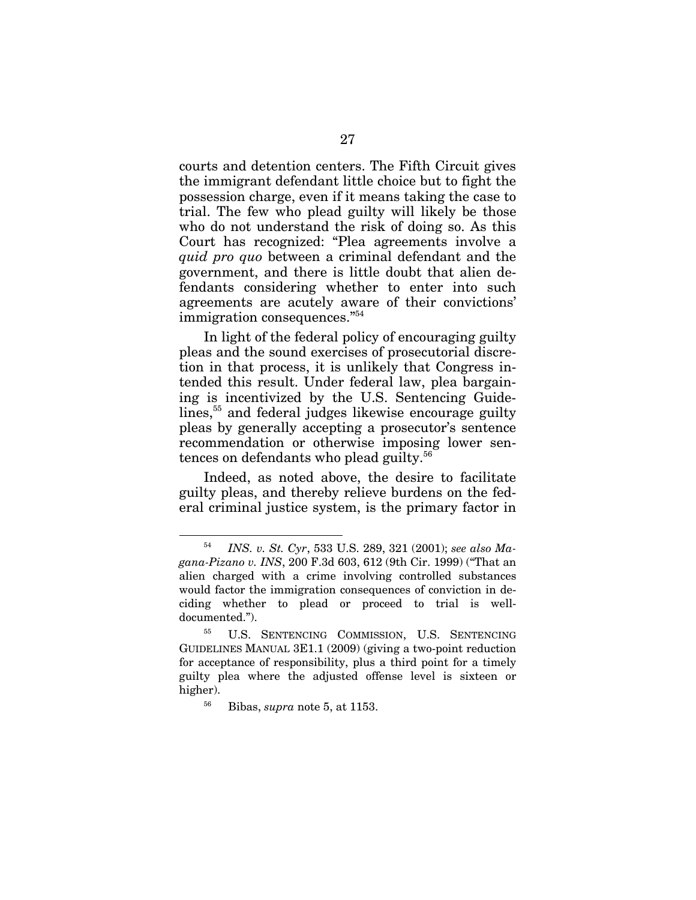courts and detention centers. The Fifth Circuit gives the immigrant defendant little choice but to fight the possession charge, even if it means taking the case to trial. The few who plead guilty will likely be those who do not understand the risk of doing so. As this Court has recognized: "Plea agreements involve a *quid pro quo* between a criminal defendant and the government, and there is little doubt that alien defendants considering whether to enter into such agreements are acutely aware of their convictions' immigration consequences."[54]

In light of the federal policy of encouraging guilty pleas and the sound exercises of prosecutorial discretion in that process, it is unlikely that Congress intended this result. Under federal law, plea bargaining is incentivized by the U.S. Sentencing Guidelines,[55] and federal judges likewise encourage guilty pleas by generally accepting a prosecutor's sentence recommendation or otherwise imposing lower sentences on defendants who plead guilty.[56]

Indeed, as noted above, the desire to facilitate guilty pleas, and thereby relieve burdens on the federal criminal justice system, is the primary factor in

---

[54] *INS. v. St. Cyr*, 533 U.S. 289, 321 (2001); *see also Magana-Pizano v. INS*, 200 F.3d 603, 612 (9th Cir. 1999) ("That an alien charged with a crime involving controlled substances would factor the immigration consequences of conviction in deciding whether to plead or proceed to trial is well-documented.").

[55] U.S. SENTENCING COMMISSION, U.S. SENTENCING GUIDELINES MANUAL 3E1.1 (2009) (giving a two-point reduction for acceptance of responsibility, plus a third point for a timely guilty plea where the adjusted offense level is sixteen or higher).

[56] Bibas, *supra* note 5, at 1153.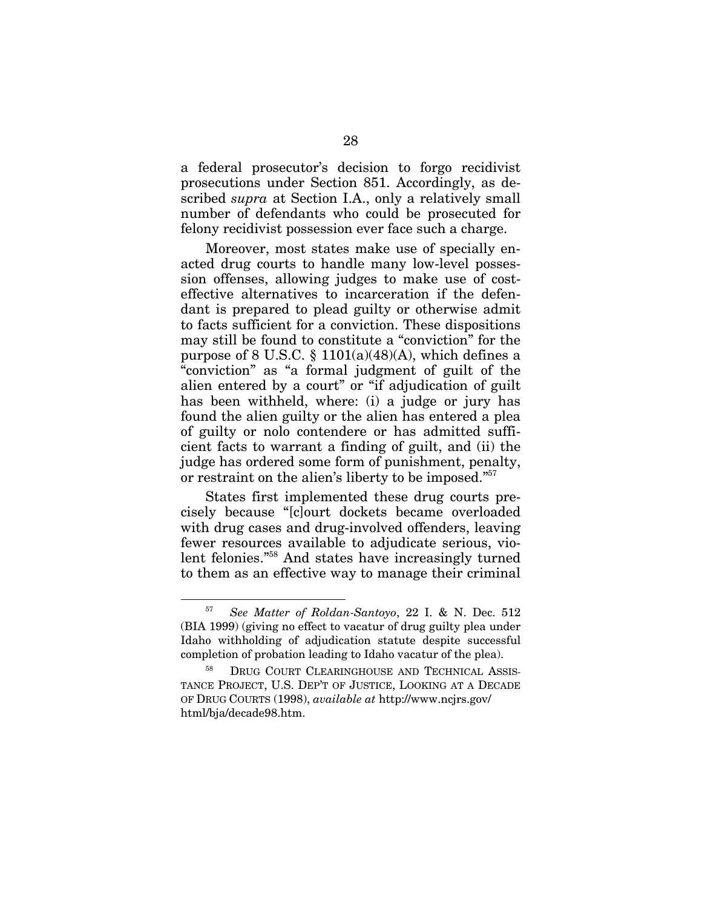a federal prosecutor's decision to forgo recidivist prosecutions under Section 851. Accordingly, as described *supra* at Section I.A., only a relatively small number of defendants who could be prosecuted for felony recidivist possession ever face such a charge.

Moreover, most states make use of specially enacted drug courts to handle many low-level possession offenses, allowing judges to make use of cost-effective alternatives to incarceration if the defendant is prepared to plead guilty or otherwise admit to facts sufficient for a conviction. These dispositions may still be found to constitute a "conviction" for the purpose of 8 U.S.C. § 1101(a)(48)(A), which defines a "conviction" as "a formal judgment of guilt of the alien entered by a court" or "if adjudication of guilt has been withheld, where: (i) a judge or jury has found the alien guilty or the alien has entered a plea of guilty or nolo contendere or has admitted sufficient facts to warrant a finding of guilt, and (ii) the judge has ordered some form of punishment, penalty, or restraint on the alien's liberty to be imposed."[57]

States first implemented these drug courts precisely because "[c]ourt dockets became overloaded with drug cases and drug-involved offenders, leaving fewer resources available to adjudicate serious, violent felonies."[58] And states have increasingly turned to them as an effective way to manage their criminal

---

[57] *See Matter of Roldan-Santoyo*, 22 I. & N. Dec. 512 (BIA 1999) (giving no effect to vacatur of drug guilty plea under Idaho withholding of adjudication statute despite successful completion of probation leading to Idaho vacatur of the plea).

[58] DRUG COURT CLEARINGHOUSE AND TECHNICAL ASSISTANCE PROJECT, U.S. DEP'T OF JUSTICE, LOOKING AT A DECADE OF DRUG COURTS (1998), *available at* http://www.ncjrs.gov/html/bja/decade98.htm.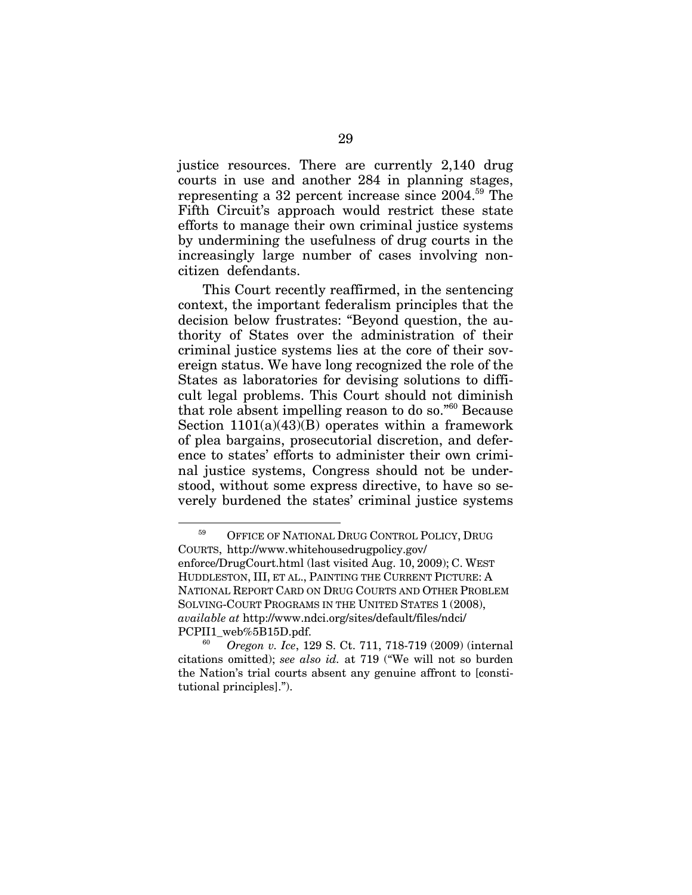justice resources. There are currently 2,140 drug courts in use and another 284 in planning stages, representing a 32 percent increase since 2004.[59] The Fifth Circuit's approach would restrict these state efforts to manage their own criminal justice systems by undermining the usefulness of drug courts in the increasingly large number of cases involving non-citizen defendants.

This Court recently reaffirmed, in the sentencing context, the important federalism principles that the decision below frustrates: "Beyond question, the authority of States over the administration of their criminal justice systems lies at the core of their sovereign status. We have long recognized the role of the States as laboratories for devising solutions to difficult legal problems. This Court should not diminish that role absent impelling reason to do so."[60] Because Section 1101(a)(43)(B) operates within a framework of plea bargains, prosecutorial discretion, and deference to states' efforts to administer their own criminal justice systems, Congress should not be understood, without some express directive, to have so severely burdened the states' criminal justice systems

---

[59] OFFICE OF NATIONAL DRUG CONTROL POLICY, DRUG COURTS, http://www.whitehousedrugpolicy.gov/enforce/DrugCourt.html (last visited Aug. 10, 2009); C. WEST HUDDLESTON, III, ET AL., PAINTING THE CURRENT PICTURE: A NATIONAL REPORT CARD ON DRUG COURTS AND OTHER PROBLEM SOLVING-COURT PROGRAMS IN THE UNITED STATES 1 (2008), *available at* http://www.ndci.org/sites/default/files/ndci/PCPII1_web%5B15D.pdf.

[60] *Oregon v. Ice*, 129 S. Ct. 711, 718-719 (2009) (internal citations omitted); *see also id.* at 719 ("We will not so burden the Nation's trial courts absent any genuine affront to [constitutional principles].").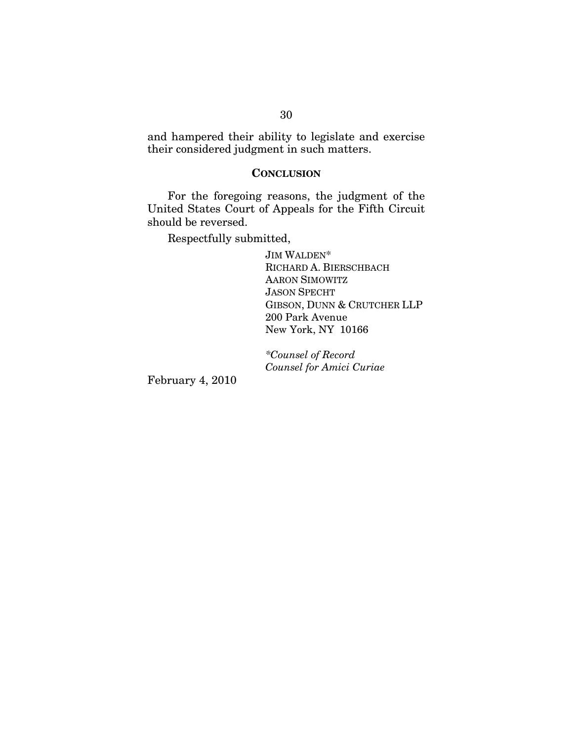and hampered their ability to legislate and exercise their considered judgment in such matters.

## CONCLUSION

For the foregoing reasons, the judgment of the United States Court of Appeals for the Fifth Circuit should be reversed.

Respectfully submitted,

JIM WALDEN*
RICHARD A. BIERSCHBACH
AARON SIMOWITZ
JASON SPECHT
GIBSON, DUNN & CRUTCHER LLP
200 Park Avenue
New York, NY 10166

*\*Counsel of Record*
*Counsel for Amici Curiae*

February 4, 2010